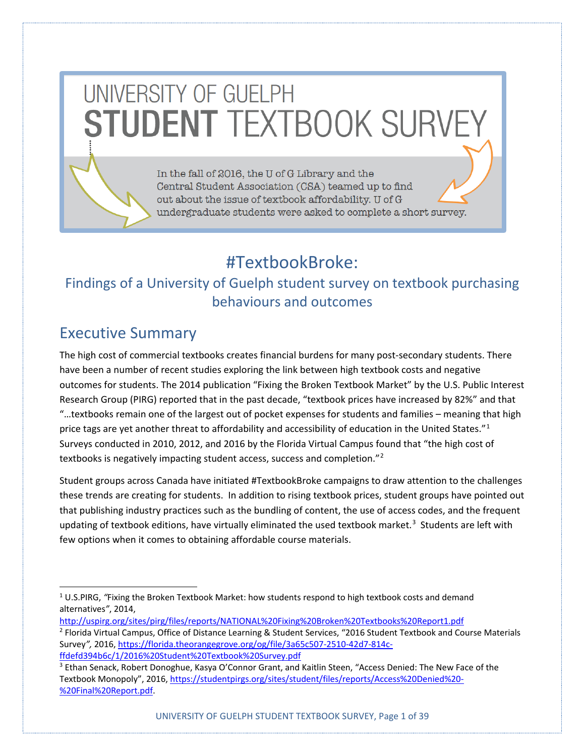# UNIVERSITY OF GUELPH STUDENT TEXTBOOK SURVEY

In the fall of 2016, the U of G Library and the Central Student Association (CSA) teamed up to find out about the issue of textbook affordability. U of G undergraduate students were asked to complete a short survey.

## #TextbookBroke:

### Findings of a University of Guelph student survey on textbook purchasing behaviours and outcomes

## Executive Summary

The high cost of commercial textbooks creates financial burdens for many post-secondary students. There have been a number of recent studies exploring the link between high textbook costs and negative outcomes for students. The 2014 publication "Fixing the Broken Textbook Market" by the U.S. Public Interest Research Group (PIRG) reported that in the past decade, "textbook prices have increased by 82%" and that "…textbooks remain one of the largest out of pocket expenses for students and families – meaning that high price tags are yet another threat to affordability and accessibility of education in the United States."[1] Surveys conducted in 2010, 2012, and 2016 by the Florida Virtual Campus found that "the high cost of textbooks is negatively impacting student access, success and completion."[2]

Student groups across Canada have initiated #TextbookBroke campaigns to draw attention to the challenges these trends are creating for students. In addition to rising textbook prices, student groups have pointed out that publishing industry practices such as the bundling of content, the use of access codes, and the frequent updating of textbook editions, have virtually eliminated the used textbook market.[3] Students are left with few options when it comes to obtaining affordable course materials.

---

[1] U.S.PIRG, *"Fixing the Broken Textbook Market: how students respond to high textbook costs and demand alternatives"*, 2014, http://uspirg.org/sites/pirg/files/reports/NATIONAL%20Fixing%20Broken%20Textbooks%20Report1.pdf

[2] Florida Virtual Campus, Office of Distance Learning & Student Services, "2016 Student Textbook and Course Materials Survey*"*, 2016, https://florida.theorangegrove.org/og/file/3a65c507-2510-42d7-814c-ffdefd394b6c/1/2016%20Student%20Textbook%20Survey.pdf

[3] Ethan Senack, Robert Donoghue, Kasya O'Connor Grant, and Kaitlin Steen, "Access Denied: The New Face of the Textbook Monopoly", 2016, https://studentpirgs.org/sites/student/files/reports/Access%20Denied%20-%20Final%20Report.pdf.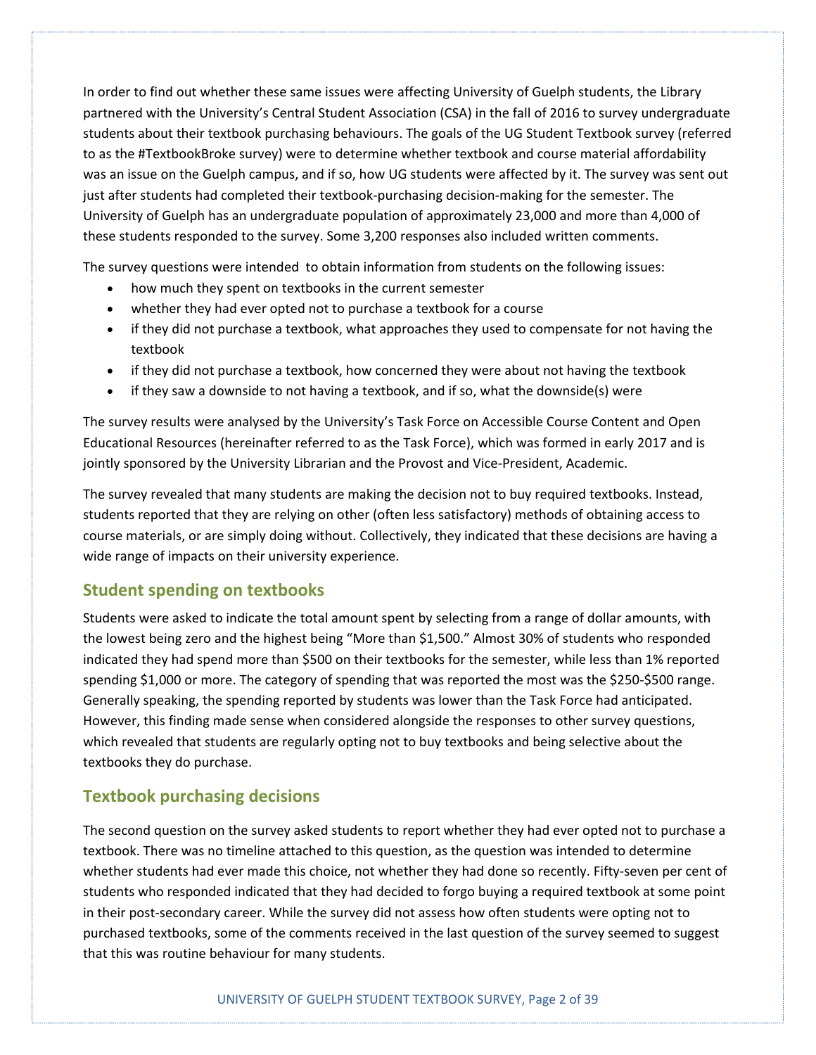In order to find out whether these same issues were affecting University of Guelph students, the Library partnered with the University's Central Student Association (CSA) in the fall of 2016 to survey undergraduate students about their textbook purchasing behaviours. The goals of the UG Student Textbook survey (referred to as the #TextbookBroke survey) were to determine whether textbook and course material affordability was an issue on the Guelph campus, and if so, how UG students were affected by it. The survey was sent out just after students had completed their textbook-purchasing decision-making for the semester. The University of Guelph has an undergraduate population of approximately 23,000 and more than 4,000 of these students responded to the survey. Some 3,200 responses also included written comments.

The survey questions were intended to obtain information from students on the following issues:

- how much they spent on textbooks in the current semester
- whether they had ever opted not to purchase a textbook for a course
- if they did not purchase a textbook, what approaches they used to compensate for not having the textbook
- if they did not purchase a textbook, how concerned they were about not having the textbook
- if they saw a downside to not having a textbook, and if so, what the downside(s) were

The survey results were analysed by the University's Task Force on Accessible Course Content and Open Educational Resources (hereinafter referred to as the Task Force), which was formed in early 2017 and is jointly sponsored by the University Librarian and the Provost and Vice-President, Academic.

The survey revealed that many students are making the decision not to buy required textbooks. Instead, students reported that they are relying on other (often less satisfactory) methods of obtaining access to course materials, or are simply doing without. Collectively, they indicated that these decisions are having a wide range of impacts on their university experience.

## Student spending on textbooks

Students were asked to indicate the total amount spent by selecting from a range of dollar amounts, with the lowest being zero and the highest being "More than $1,500." Almost 30% of students who responded indicated they had spend more than $500 on their textbooks for the semester, while less than 1% reported spending $1,000 or more. The category of spending that was reported the most was the $250-$500 range. Generally speaking, the spending reported by students was lower than the Task Force had anticipated. However, this finding made sense when considered alongside the responses to other survey questions, which revealed that students are regularly opting not to buy textbooks and being selective about the textbooks they do purchase.

## Textbook purchasing decisions

The second question on the survey asked students to report whether they had ever opted not to purchase a textbook. There was no timeline attached to this question, as the question was intended to determine whether students had ever made this choice, not whether they had done so recently. Fifty-seven per cent of students who responded indicated that they had decided to forgo buying a required textbook at some point in their post-secondary career. While the survey did not assess how often students were opting not to purchased textbooks, some of the comments received in the last question of the survey seemed to suggest that this was routine behaviour for many students.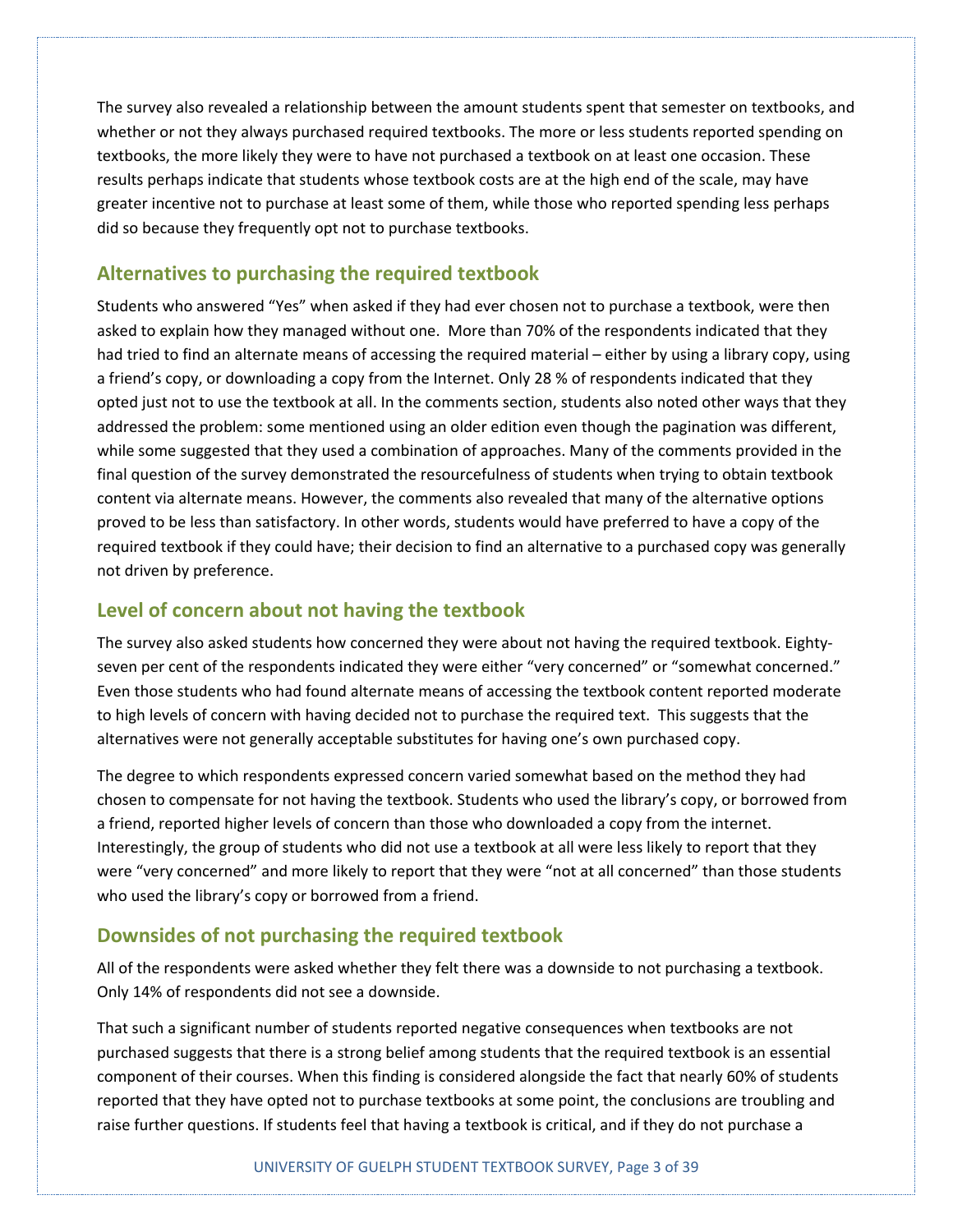The survey also revealed a relationship between the amount students spent that semester on textbooks, and whether or not they always purchased required textbooks. The more or less students reported spending on textbooks, the more likely they were to have not purchased a textbook on at least one occasion. These results perhaps indicate that students whose textbook costs are at the high end of the scale, may have greater incentive not to purchase at least some of them, while those who reported spending less perhaps did so because they frequently opt not to purchase textbooks.

## Alternatives to purchasing the required textbook

Students who answered "Yes" when asked if they had ever chosen not to purchase a textbook, were then asked to explain how they managed without one. More than 70% of the respondents indicated that they had tried to find an alternate means of accessing the required material – either by using a library copy, using a friend's copy, or downloading a copy from the Internet. Only 28 % of respondents indicated that they opted just not to use the textbook at all. In the comments section, students also noted other ways that they addressed the problem: some mentioned using an older edition even though the pagination was different, while some suggested that they used a combination of approaches. Many of the comments provided in the final question of the survey demonstrated the resourcefulness of students when trying to obtain textbook content via alternate means. However, the comments also revealed that many of the alternative options proved to be less than satisfactory. In other words, students would have preferred to have a copy of the required textbook if they could have; their decision to find an alternative to a purchased copy was generally not driven by preference.

## Level of concern about not having the textbook

The survey also asked students how concerned they were about not having the required textbook. Eighty-seven per cent of the respondents indicated they were either "very concerned" or "somewhat concerned." Even those students who had found alternate means of accessing the textbook content reported moderate to high levels of concern with having decided not to purchase the required text. This suggests that the alternatives were not generally acceptable substitutes for having one's own purchased copy.

The degree to which respondents expressed concern varied somewhat based on the method they had chosen to compensate for not having the textbook. Students who used the library's copy, or borrowed from a friend, reported higher levels of concern than those who downloaded a copy from the internet. Interestingly, the group of students who did not use a textbook at all were less likely to report that they were "very concerned" and more likely to report that they were "not at all concerned" than those students who used the library's copy or borrowed from a friend.

## Downsides of not purchasing the required textbook

All of the respondents were asked whether they felt there was a downside to not purchasing a textbook. Only 14% of respondents did not see a downside.

That such a significant number of students reported negative consequences when textbooks are not purchased suggests that there is a strong belief among students that the required textbook is an essential component of their courses. When this finding is considered alongside the fact that nearly 60% of students reported that they have opted not to purchase textbooks at some point, the conclusions are troubling and raise further questions. If students feel that having a textbook is critical, and if they do not purchase a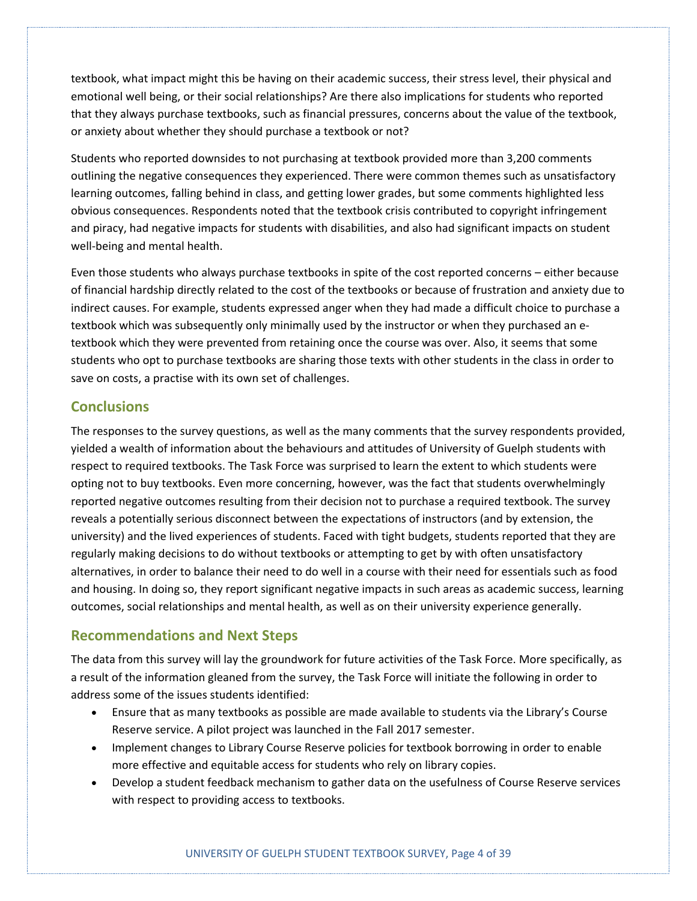textbook, what impact might this be having on their academic success, their stress level, their physical and emotional well being, or their social relationships? Are there also implications for students who reported that they always purchase textbooks, such as financial pressures, concerns about the value of the textbook, or anxiety about whether they should purchase a textbook or not?

Students who reported downsides to not purchasing at textbook provided more than 3,200 comments outlining the negative consequences they experienced. There were common themes such as unsatisfactory learning outcomes, falling behind in class, and getting lower grades, but some comments highlighted less obvious consequences. Respondents noted that the textbook crisis contributed to copyright infringement and piracy, had negative impacts for students with disabilities, and also had significant impacts on student well-being and mental health.

Even those students who always purchase textbooks in spite of the cost reported concerns – either because of financial hardship directly related to the cost of the textbooks or because of frustration and anxiety due to indirect causes. For example, students expressed anger when they had made a difficult choice to purchase a textbook which was subsequently only minimally used by the instructor or when they purchased an e-textbook which they were prevented from retaining once the course was over. Also, it seems that some students who opt to purchase textbooks are sharing those texts with other students in the class in order to save on costs, a practise with its own set of challenges.

## Conclusions

The responses to the survey questions, as well as the many comments that the survey respondents provided, yielded a wealth of information about the behaviours and attitudes of University of Guelph students with respect to required textbooks. The Task Force was surprised to learn the extent to which students were opting not to buy textbooks. Even more concerning, however, was the fact that students overwhelmingly reported negative outcomes resulting from their decision not to purchase a required textbook. The survey reveals a potentially serious disconnect between the expectations of instructors (and by extension, the university) and the lived experiences of students. Faced with tight budgets, students reported that they are regularly making decisions to do without textbooks or attempting to get by with often unsatisfactory alternatives, in order to balance their need to do well in a course with their need for essentials such as food and housing. In doing so, they report significant negative impacts in such areas as academic success, learning outcomes, social relationships and mental health, as well as on their university experience generally.

## Recommendations and Next Steps

The data from this survey will lay the groundwork for future activities of the Task Force. More specifically, as a result of the information gleaned from the survey, the Task Force will initiate the following in order to address some of the issues students identified:

- Ensure that as many textbooks as possible are made available to students via the Library's Course Reserve service. A pilot project was launched in the Fall 2017 semester.
- Implement changes to Library Course Reserve policies for textbook borrowing in order to enable more effective and equitable access for students who rely on library copies.
- Develop a student feedback mechanism to gather data on the usefulness of Course Reserve services with respect to providing access to textbooks.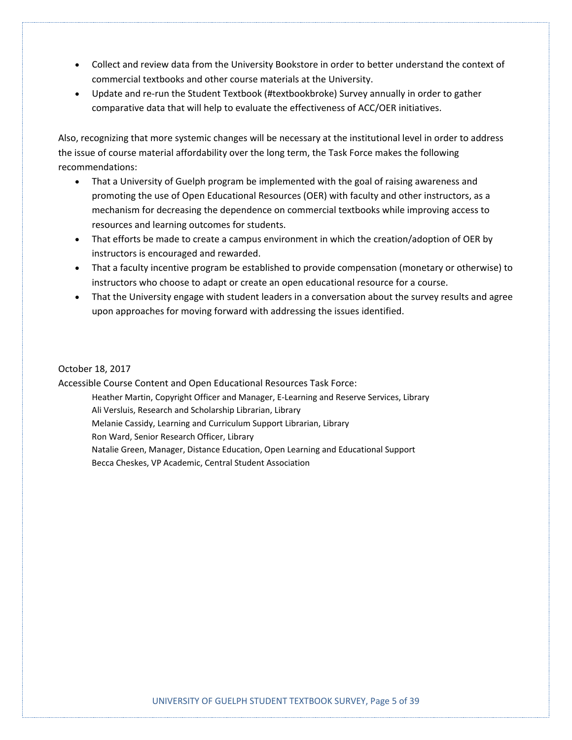- Collect and review data from the University Bookstore in order to better understand the context of commercial textbooks and other course materials at the University.
- Update and re-run the Student Textbook (#textbookbroke) Survey annually in order to gather comparative data that will help to evaluate the effectiveness of ACC/OER initiatives.

Also, recognizing that more systemic changes will be necessary at the institutional level in order to address the issue of course material affordability over the long term, the Task Force makes the following recommendations:

- That a University of Guelph program be implemented with the goal of raising awareness and promoting the use of Open Educational Resources (OER) with faculty and other instructors, as a mechanism for decreasing the dependence on commercial textbooks while improving access to resources and learning outcomes for students.
- That efforts be made to create a campus environment in which the creation/adoption of OER by instructors is encouraged and rewarded.
- That a faculty incentive program be established to provide compensation (monetary or otherwise) to instructors who choose to adapt or create an open educational resource for a course.
- That the University engage with student leaders in a conversation about the survey results and agree upon approaches for moving forward with addressing the issues identified.

October 18, 2017

Accessible Course Content and Open Educational Resources Task Force:

Heather Martin, Copyright Officer and Manager, E-Learning and Reserve Services, Library
Ali Versluis, Research and Scholarship Librarian, Library
Melanie Cassidy, Learning and Curriculum Support Librarian, Library
Ron Ward, Senior Research Officer, Library
Natalie Green, Manager, Distance Education, Open Learning and Educational Support
Becca Cheskes, VP Academic, Central Student Association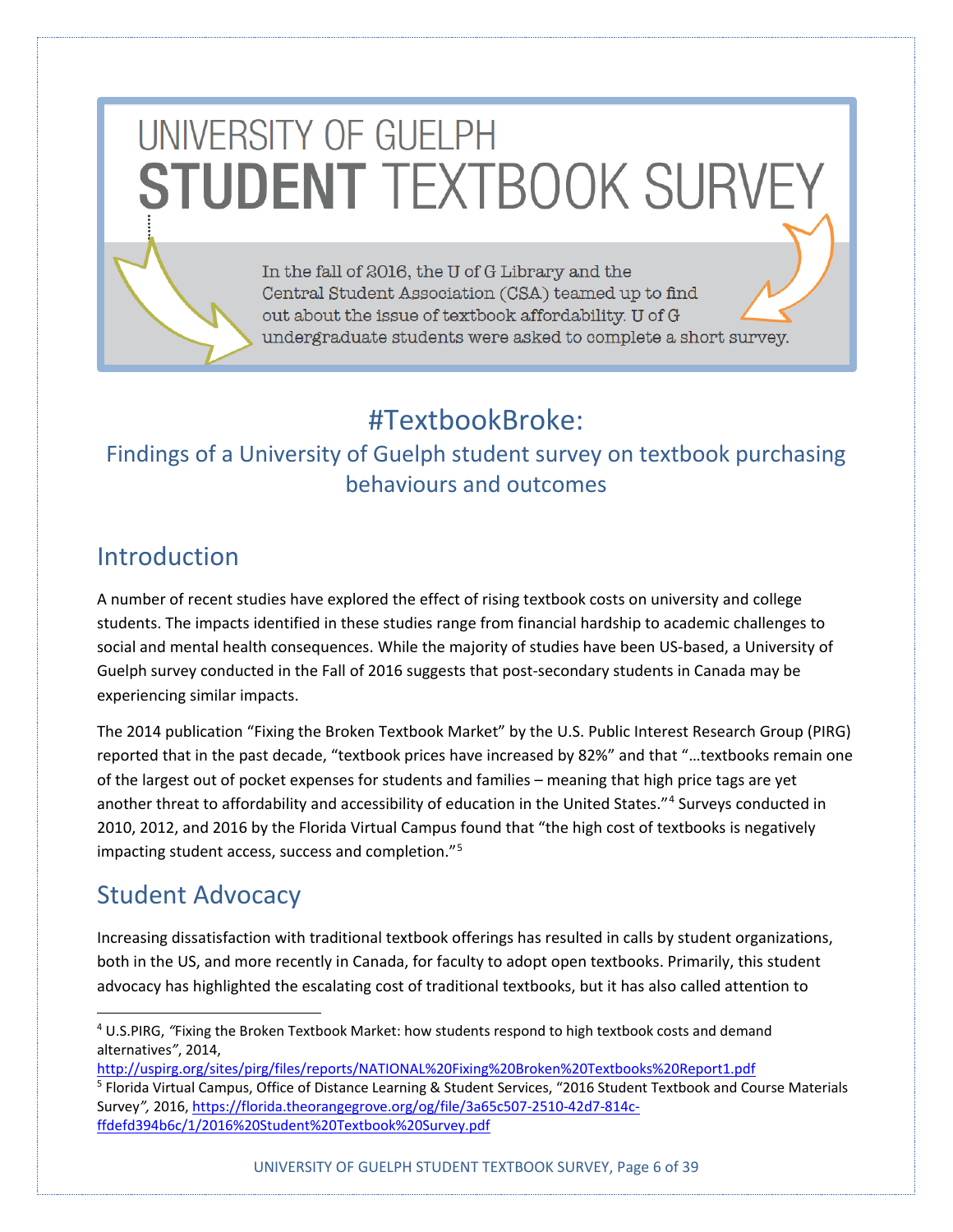# UNIVERSITY OF GUELPH STUDENT TEXTBOOK SURVEY

In the fall of 2016, the U of G Library and the Central Student Association (CSA) teamed up to find out about the issue of textbook affordability. U of G undergraduate students were asked to complete a short survey.

## #TextbookBroke:

### Findings of a University of Guelph student survey on textbook purchasing behaviours and outcomes

## Introduction

A number of recent studies have explored the effect of rising textbook costs on university and college students. The impacts identified in these studies range from financial hardship to academic challenges to social and mental health consequences. While the majority of studies have been US-based, a University of Guelph survey conducted in the Fall of 2016 suggests that post-secondary students in Canada may be experiencing similar impacts.

The 2014 publication "Fixing the Broken Textbook Market" by the U.S. Public Interest Research Group (PIRG) reported that in the past decade, "textbook prices have increased by 82%" and that "…textbooks remain one of the largest out of pocket expenses for students and families – meaning that high price tags are yet another threat to affordability and accessibility of education in the United States."[4] Surveys conducted in 2010, 2012, and 2016 by the Florida Virtual Campus found that "the high cost of textbooks is negatively impacting student access, success and completion."[5]

## Student Advocacy

Increasing dissatisfaction with traditional textbook offerings has resulted in calls by student organizations, both in the US, and more recently in Canada, for faculty to adopt open textbooks. Primarily, this student advocacy has highlighted the escalating cost of traditional textbooks, but it has also called attention to

---

[4] U.S.PIRG, *"Fixing the Broken Textbook Market: how students respond to high textbook costs and demand alternatives"*, 2014, http://uspirg.org/sites/pirg/files/reports/NATIONAL%20Fixing%20Broken%20Textbooks%20Report1.pdf

[5] Florida Virtual Campus, Office of Distance Learning & Student Services, "2016 Student Textbook and Course Materials Survey*"*, 2016, https://florida.theorangegrove.org/og/file/3a65c507-2510-42d7-814c-ffdefd394b6c/1/2016%20Student%20Textbook%20Survey.pdf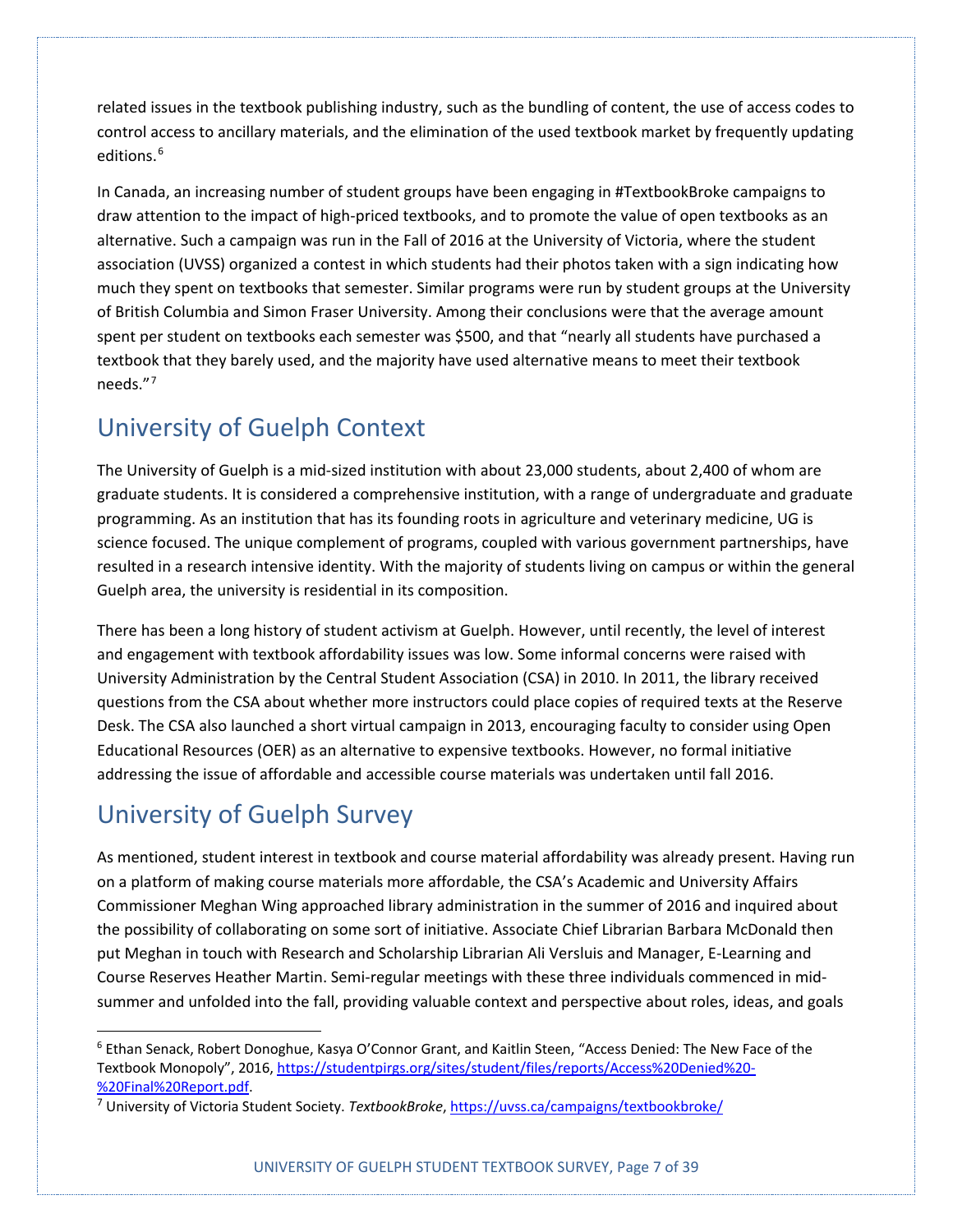related issues in the textbook publishing industry, such as the bundling of content, the use of access codes to control access to ancillary materials, and the elimination of the used textbook market by frequently updating editions.[6]

In Canada, an increasing number of student groups have been engaging in #TextbookBroke campaigns to draw attention to the impact of high-priced textbooks, and to promote the value of open textbooks as an alternative. Such a campaign was run in the Fall of 2016 at the University of Victoria, where the student association (UVSS) organized a contest in which students had their photos taken with a sign indicating how much they spent on textbooks that semester. Similar programs were run by student groups at the University of British Columbia and Simon Fraser University. Among their conclusions were that the average amount spent per student on textbooks each semester was $500, and that "nearly all students have purchased a textbook that they barely used, and the majority have used alternative means to meet their textbook needs."[7]

## University of Guelph Context

The University of Guelph is a mid-sized institution with about 23,000 students, about 2,400 of whom are graduate students. It is considered a comprehensive institution, with a range of undergraduate and graduate programming. As an institution that has its founding roots in agriculture and veterinary medicine, UG is science focused. The unique complement of programs, coupled with various government partnerships, have resulted in a research intensive identity. With the majority of students living on campus or within the general Guelph area, the university is residential in its composition.

There has been a long history of student activism at Guelph. However, until recently, the level of interest and engagement with textbook affordability issues was low. Some informal concerns were raised with University Administration by the Central Student Association (CSA) in 2010. In 2011, the library received questions from the CSA about whether more instructors could place copies of required texts at the Reserve Desk. The CSA also launched a short virtual campaign in 2013, encouraging faculty to consider using Open Educational Resources (OER) as an alternative to expensive textbooks. However, no formal initiative addressing the issue of affordable and accessible course materials was undertaken until fall 2016.

## University of Guelph Survey

As mentioned, student interest in textbook and course material affordability was already present. Having run on a platform of making course materials more affordable, the CSA's Academic and University Affairs Commissioner Meghan Wing approached library administration in the summer of 2016 and inquired about the possibility of collaborating on some sort of initiative. Associate Chief Librarian Barbara McDonald then put Meghan in touch with Research and Scholarship Librarian Ali Versluis and Manager, E-Learning and Course Reserves Heather Martin. Semi-regular meetings with these three individuals commenced in mid-summer and unfolded into the fall, providing valuable context and perspective about roles, ideas, and goals

---

[6] Ethan Senack, Robert Donoghue, Kasya O'Connor Grant, and Kaitlin Steen, "Access Denied: The New Face of the Textbook Monopoly", 2016, https://studentpirgs.org/sites/student/files/reports/Access%20Denied%20-%20Final%20Report.pdf.

[7] University of Victoria Student Society. *TextbookBroke*, https://uvss.ca/campaigns/textbookbroke/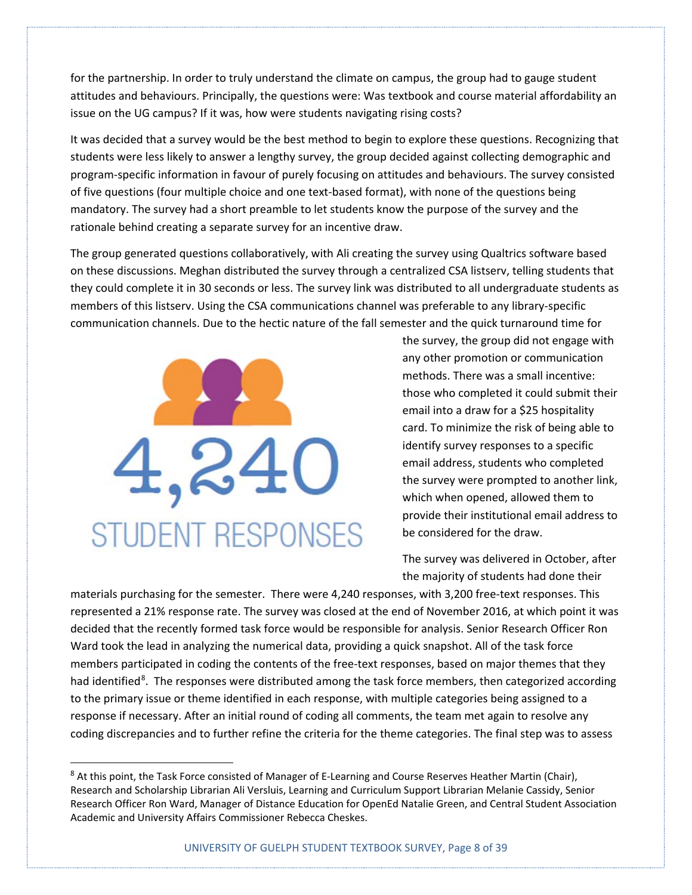for the partnership. In order to truly understand the climate on campus, the group had to gauge student attitudes and behaviours. Principally, the questions were: Was textbook and course material affordability an issue on the UG campus? If it was, how were students navigating rising costs?

It was decided that a survey would be the best method to begin to explore these questions. Recognizing that students were less likely to answer a lengthy survey, the group decided against collecting demographic and program-specific information in favour of purely focusing on attitudes and behaviours. The survey consisted of five questions (four multiple choice and one text-based format), with none of the questions being mandatory. The survey had a short preamble to let students know the purpose of the survey and the rationale behind creating a separate survey for an incentive draw.

The group generated questions collaboratively, with Ali creating the survey using Qualtrics software based on these discussions. Meghan distributed the survey through a centralized CSA listserv, telling students that they could complete it in 30 seconds or less. The survey link was distributed to all undergraduate students as members of this listserv. Using the CSA communications channel was preferable to any library-specific communication channels. Due to the hectic nature of the fall semester and the quick turnaround time for the survey, the group did not engage with any other promotion or communication methods. There was a small incentive: those who completed it could submit their email into a draw for a $25 hospitality card. To minimize the risk of being able to identify survey responses to a specific email address, students who completed the survey were prompted to another link, which when opened, allowed them to provide their institutional email address to be considered for the draw.

4,240 STUDENT RESPONSES

The survey was delivered in October, after the majority of students had done their materials purchasing for the semester. There were 4,240 responses, with 3,200 free-text responses. This represented a 21% response rate. The survey was closed at the end of November 2016, at which point it was decided that the recently formed task force would be responsible for analysis. Senior Research Officer Ron Ward took the lead in analyzing the numerical data, providing a quick snapshot. All of the task force members participated in coding the contents of the free-text responses, based on major themes that they had identified[8]. The responses were distributed among the task force members, then categorized according to the primary issue or theme identified in each response, with multiple categories being assigned to a response if necessary. After an initial round of coding all comments, the team met again to resolve any coding discrepancies and to further refine the criteria for the theme categories. The final step was to assess

[8] At this point, the Task Force consisted of Manager of E-Learning and Course Reserves Heather Martin (Chair), Research and Scholarship Librarian Ali Versluis, Learning and Curriculum Support Librarian Melanie Cassidy, Senior Research Officer Ron Ward, Manager of Distance Education for OpenEd Natalie Green, and Central Student Association Academic and University Affairs Commissioner Rebecca Cheskes.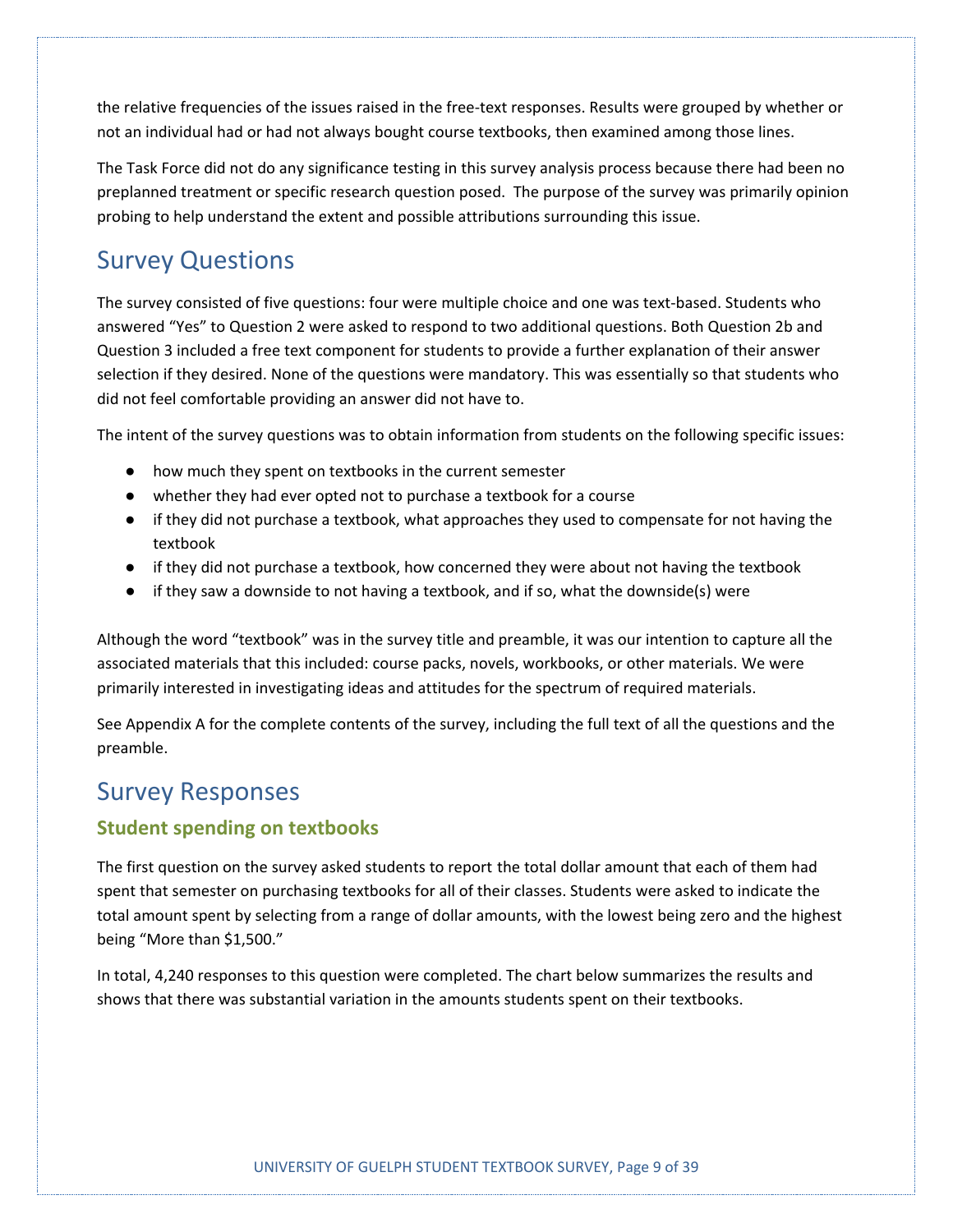the relative frequencies of the issues raised in the free-text responses. Results were grouped by whether or not an individual had or had not always bought course textbooks, then examined among those lines.

The Task Force did not do any significance testing in this survey analysis process because there had been no preplanned treatment or specific research question posed. The purpose of the survey was primarily opinion probing to help understand the extent and possible attributions surrounding this issue.

# Survey Questions

The survey consisted of five questions: four were multiple choice and one was text-based. Students who answered "Yes" to Question 2 were asked to respond to two additional questions. Both Question 2b and Question 3 included a free text component for students to provide a further explanation of their answer selection if they desired. None of the questions were mandatory. This was essentially so that students who did not feel comfortable providing an answer did not have to.

The intent of the survey questions was to obtain information from students on the following specific issues:

- how much they spent on textbooks in the current semester
- whether they had ever opted not to purchase a textbook for a course
- if they did not purchase a textbook, what approaches they used to compensate for not having the textbook
- if they did not purchase a textbook, how concerned they were about not having the textbook
- if they saw a downside to not having a textbook, and if so, what the downside(s) were

Although the word "textbook" was in the survey title and preamble, it was our intention to capture all the associated materials that this included: course packs, novels, workbooks, or other materials. We were primarily interested in investigating ideas and attitudes for the spectrum of required materials.

See Appendix A for the complete contents of the survey, including the full text of all the questions and the preamble.

# Survey Responses

## Student spending on textbooks

The first question on the survey asked students to report the total dollar amount that each of them had spent that semester on purchasing textbooks for all of their classes. Students were asked to indicate the total amount spent by selecting from a range of dollar amounts, with the lowest being zero and the highest being "More than $1,500."

In total, 4,240 responses to this question were completed. The chart below summarizes the results and shows that there was substantial variation in the amounts students spent on their textbooks.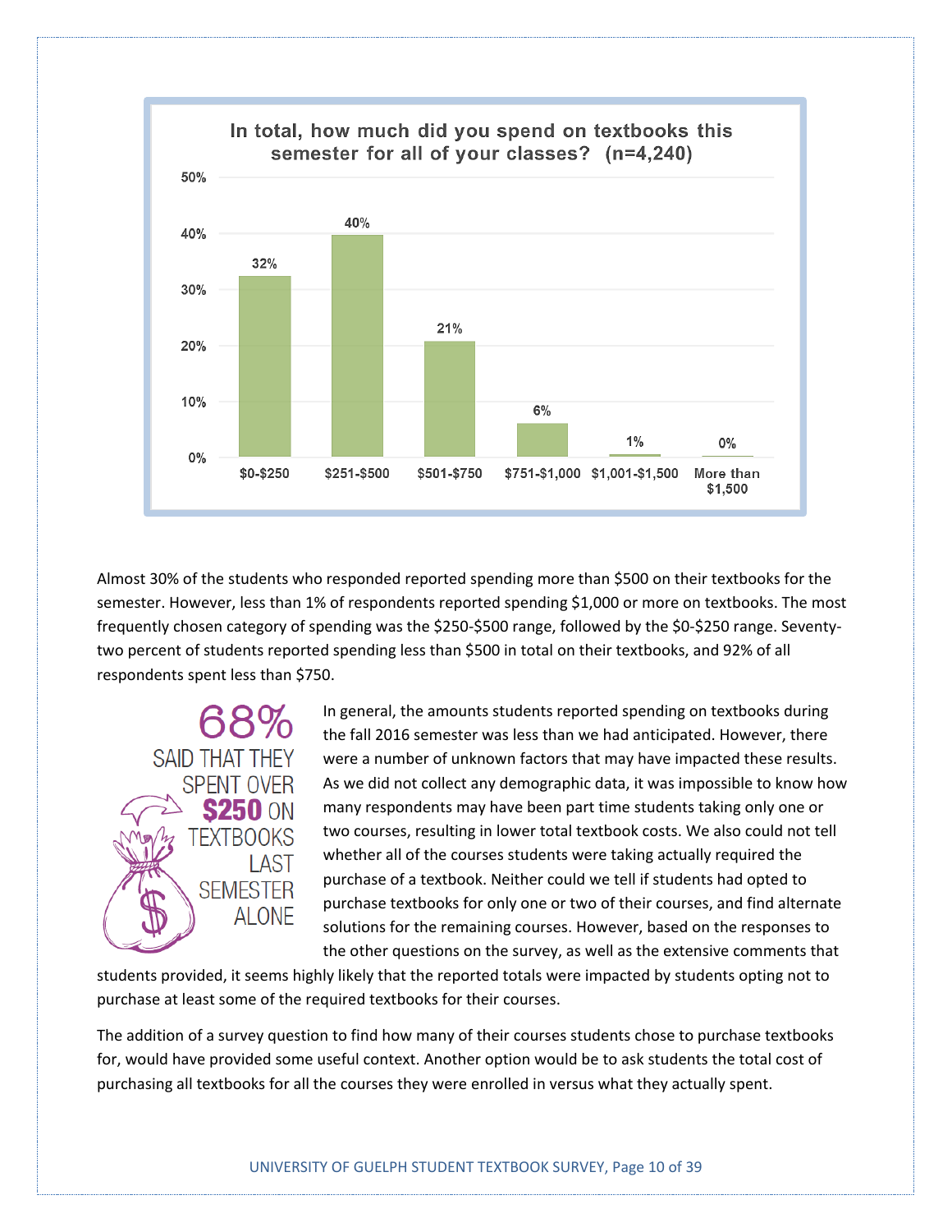**In total, how much did you spend on textbooks this semester for all of your classes? (n=4,240)**

| Amount | Percentage |
|---|---|
| $0-$250 | 32% |
| $251-$500 | 40% |
| $501-$750 | 21% |
| $751-$1,000 | 6% |
| $1,001-$1,500 | 1% |
| More than $1,500 | 0% |

Almost 30% of the students who responded reported spending more than $500 on their textbooks for the semester. However, less than 1% of respondents reported spending $1,000 or more on textbooks. The most frequently chosen category of spending was the $250-$500 range, followed by the $0-$250 range. Seventy-two percent of students reported spending less than $500 in total on their textbooks, and 92% of all respondents spent less than $750.

**68%** SAID THAT THEY SPENT OVER **$250** ON TEXTBOOKS LAST SEMESTER ALONE

In general, the amounts students reported spending on textbooks during the fall 2016 semester was less than we had anticipated. However, there were a number of unknown factors that may have impacted these results. As we did not collect any demographic data, it was impossible to know how many respondents may have been part time students taking only one or two courses, resulting in lower total textbook costs. We also could not tell whether all of the courses students were taking actually required the purchase of a textbook. Neither could we tell if students had opted to purchase textbooks for only one or two of their courses, and find alternate solutions for the remaining courses. However, based on the responses to the other questions on the survey, as well as the extensive comments that students provided, it seems highly likely that the reported totals were impacted by students opting not to purchase at least some of the required textbooks for their courses.

The addition of a survey question to find how many of their courses students chose to purchase textbooks for, would have provided some useful context. Another option would be to ask students the total cost of purchasing all textbooks for all the courses they were enrolled in versus what they actually spent.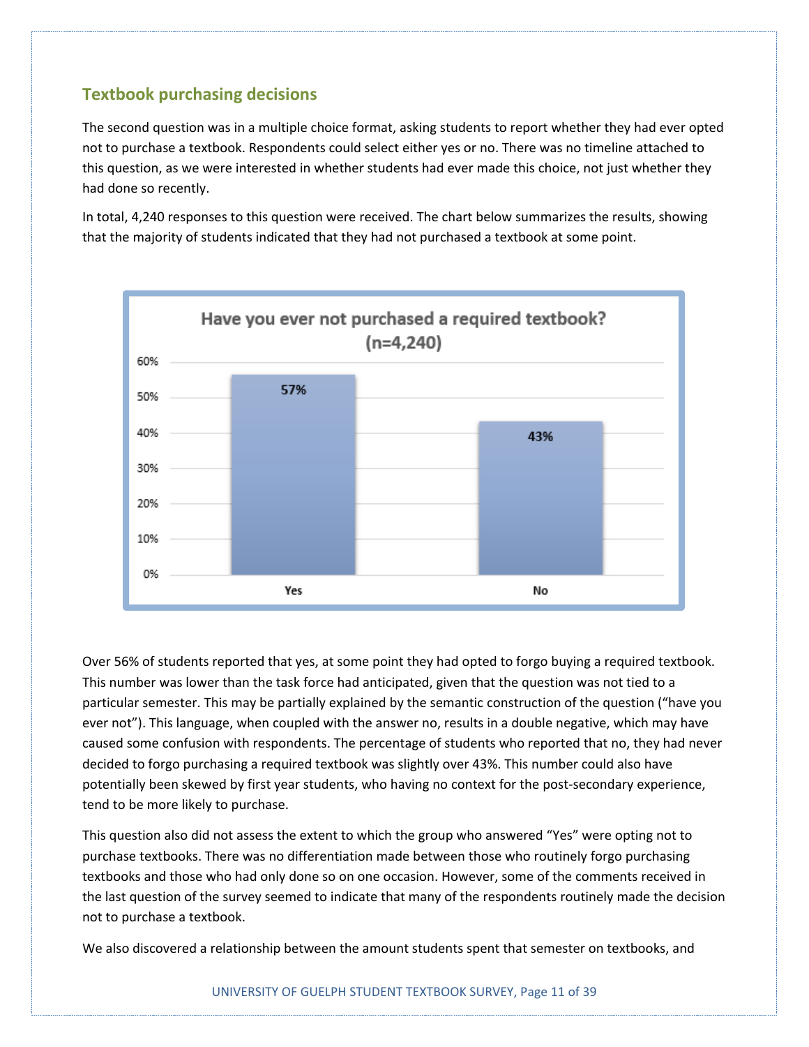## Textbook purchasing decisions

The second question was in a multiple choice format, asking students to report whether they had ever opted not to purchase a textbook. Respondents could select either yes or no. There was no timeline attached to this question, as we were interested in whether students had ever made this choice, not just whether they had done so recently.

In total, 4,240 responses to this question were received. The chart below summarizes the results, showing that the majority of students indicated that they had not purchased a textbook at some point.

**Have you ever not purchased a required textbook? (n=4,240)**

| Response | Percentage |
|---|---|
| Yes | 57% |
| No | 43% |

Over 56% of students reported that yes, at some point they had opted to forgo buying a required textbook. This number was lower than the task force had anticipated, given that the question was not tied to a particular semester. This may be partially explained by the semantic construction of the question ("have you ever not"). This language, when coupled with the answer no, results in a double negative, which may have caused some confusion with respondents. The percentage of students who reported that no, they had never decided to forgo purchasing a required textbook was slightly over 43%. This number could also have potentially been skewed by first year students, who having no context for the post-secondary experience, tend to be more likely to purchase.

This question also did not assess the extent to which the group who answered "Yes" were opting not to purchase textbooks. There was no differentiation made between those who routinely forgo purchasing textbooks and those who had only done so on one occasion. However, some of the comments received in the last question of the survey seemed to indicate that many of the respondents routinely made the decision not to purchase a textbook.

We also discovered a relationship between the amount students spent that semester on textbooks, and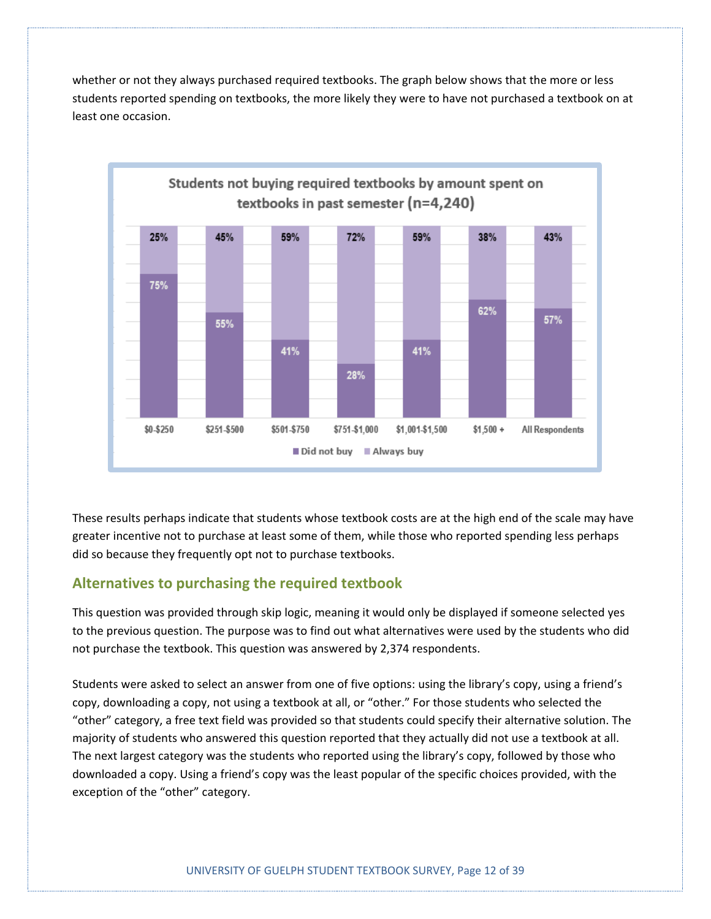whether or not they always purchased required textbooks. The graph below shows that the more or less students reported spending on textbooks, the more likely they were to have not purchased a textbook on at least one occasion.

**Students not buying required textbooks by amount spent on textbooks in past semester (n=4,240)**

| | $0-$250 | $251-$500 | $501-$750 | $751-$1,000 | $1,001-$1,500 | $1,500 + | All Respondents |
|---|---|---|---|---|---|---|---|
| Did not buy | 75% | 55% | 41% | 28% | 41% | 62% | 57% |
| Always buy | 25% | 45% | 59% | 72% | 59% | 38% | 43% |

These results perhaps indicate that students whose textbook costs are at the high end of the scale may have greater incentive not to purchase at least some of them, while those who reported spending less perhaps did so because they frequently opt not to purchase textbooks.

## Alternatives to purchasing the required textbook

This question was provided through skip logic, meaning it would only be displayed if someone selected yes to the previous question. The purpose was to find out what alternatives were used by the students who did not purchase the textbook. This question was answered by 2,374 respondents.

Students were asked to select an answer from one of five options: using the library's copy, using a friend's copy, downloading a copy, not using a textbook at all, or "other." For those students who selected the "other" category, a free text field was provided so that students could specify their alternative solution. The majority of students who answered this question reported that they actually did not use a textbook at all. The next largest category was the students who reported using the library's copy, followed by those who downloaded a copy. Using a friend's copy was the least popular of the specific choices provided, with the exception of the "other" category.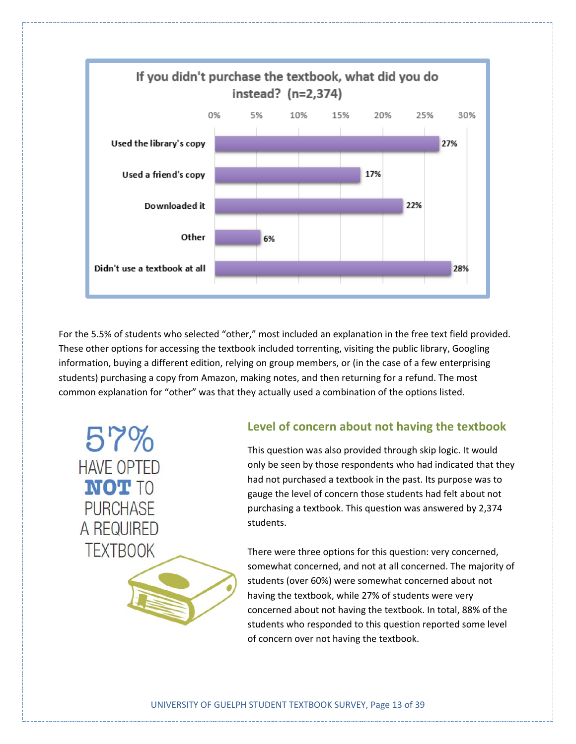**If you didn't purchase the textbook, what did you do instead? (n=2,374)**

| Response | Percentage |
|---|---|
| Used the library's copy | 27% |
| Used a friend's copy | 17% |
| Downloaded it | 22% |
| Other | 6% |
| Didn't use a textbook at all | 28% |

For the 5.5% of students who selected "other," most included an explanation in the free text field provided. These other options for accessing the textbook included torrenting, visiting the public library, Googling information, buying a different edition, relying on group members, or (in the case of a few enterprising students) purchasing a copy from Amazon, making notes, and then returning for a refund. The most common explanation for "other" was that they actually used a combination of the options listed.

57% HAVE OPTED **NOT** TO PURCHASE A REQUIRED TEXTBOOK

## Level of concern about not having the textbook

This question was also provided through skip logic. It would only be seen by those respondents who had indicated that they had not purchased a textbook in the past. Its purpose was to gauge the level of concern those students had felt about not purchasing a textbook. This question was answered by 2,374 students.

There were three options for this question: very concerned, somewhat concerned, and not at all concerned. The majority of students (over 60%) were somewhat concerned about not having the textbook, while 27% of students were very concerned about not having the textbook. In total, 88% of the students who responded to this question reported some level of concern over not having the textbook.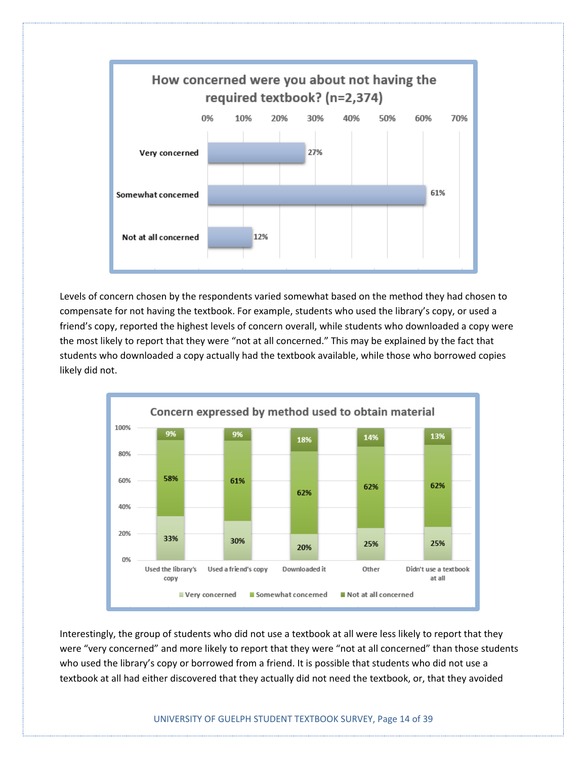**How concerned were you about not having the required textbook? (n=2,374)**

| Response | Percentage |
|---|---|
| Very concerned | 27% |
| Somewhat concerned | 61% |
| Not at all concerned | 12% |

Levels of concern chosen by the respondents varied somewhat based on the method they had chosen to compensate for not having the textbook. For example, students who used the library's copy, or used a friend's copy, reported the highest levels of concern overall, while students who downloaded a copy were the most likely to report that they were "not at all concerned." This may be explained by the fact that students who downloaded a copy actually had the textbook available, while those who borrowed copies likely did not.

**Concern expressed by method used to obtain material**

| Method | Very concerned | Somewhat concerned | Not at all concerned |
|---|---|---|---|
| Used the library's copy | 33% | 58% | 9% |
| Used a friend's copy | 30% | 61% | 9% |
| Downloaded it | 20% | 62% | 18% |
| Other | 25% | 62% | 14% |
| Didn't use a textbook at all | 25% | 62% | 13% |

Interestingly, the group of students who did not use a textbook at all were less likely to report that they were "very concerned" and more likely to report that they were "not at all concerned" than those students who used the library's copy or borrowed from a friend. It is possible that students who did not use a textbook at all had either discovered that they actually did not need the textbook, or, that they avoided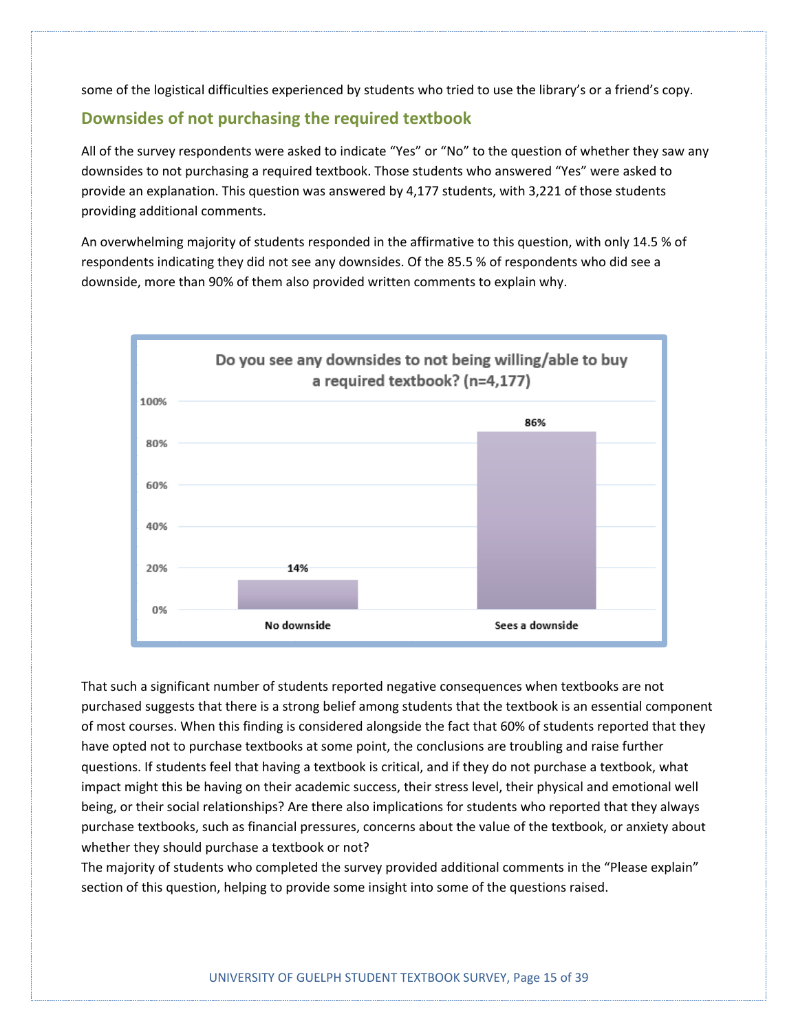some of the logistical difficulties experienced by students who tried to use the library's or a friend's copy.

## Downsides of not purchasing the required textbook

All of the survey respondents were asked to indicate "Yes" or "No" to the question of whether they saw any downsides to not purchasing a required textbook. Those students who answered "Yes" were asked to provide an explanation. This question was answered by 4,177 students, with 3,221 of those students providing additional comments.

An overwhelming majority of students responded in the affirmative to this question, with only 14.5 % of respondents indicating they did not see any downsides. Of the 85.5 % of respondents who did see a downside, more than 90% of them also provided written comments to explain why.

**Do you see any downsides to not being willing/able to buy a required textbook? (n=4,177)**

| | Percentage |
|---|---|
| No downside | 14% |
| Sees a downside | 86% |

That such a significant number of students reported negative consequences when textbooks are not purchased suggests that there is a strong belief among students that the textbook is an essential component of most courses. When this finding is considered alongside the fact that 60% of students reported that they have opted not to purchase textbooks at some point, the conclusions are troubling and raise further questions. If students feel that having a textbook is critical, and if they do not purchase a textbook, what impact might this be having on their academic success, their stress level, their physical and emotional well being, or their social relationships? Are there also implications for students who reported that they always purchase textbooks, such as financial pressures, concerns about the value of the textbook, or anxiety about whether they should purchase a textbook or not?

The majority of students who completed the survey provided additional comments in the "Please explain" section of this question, helping to provide some insight into some of the questions raised.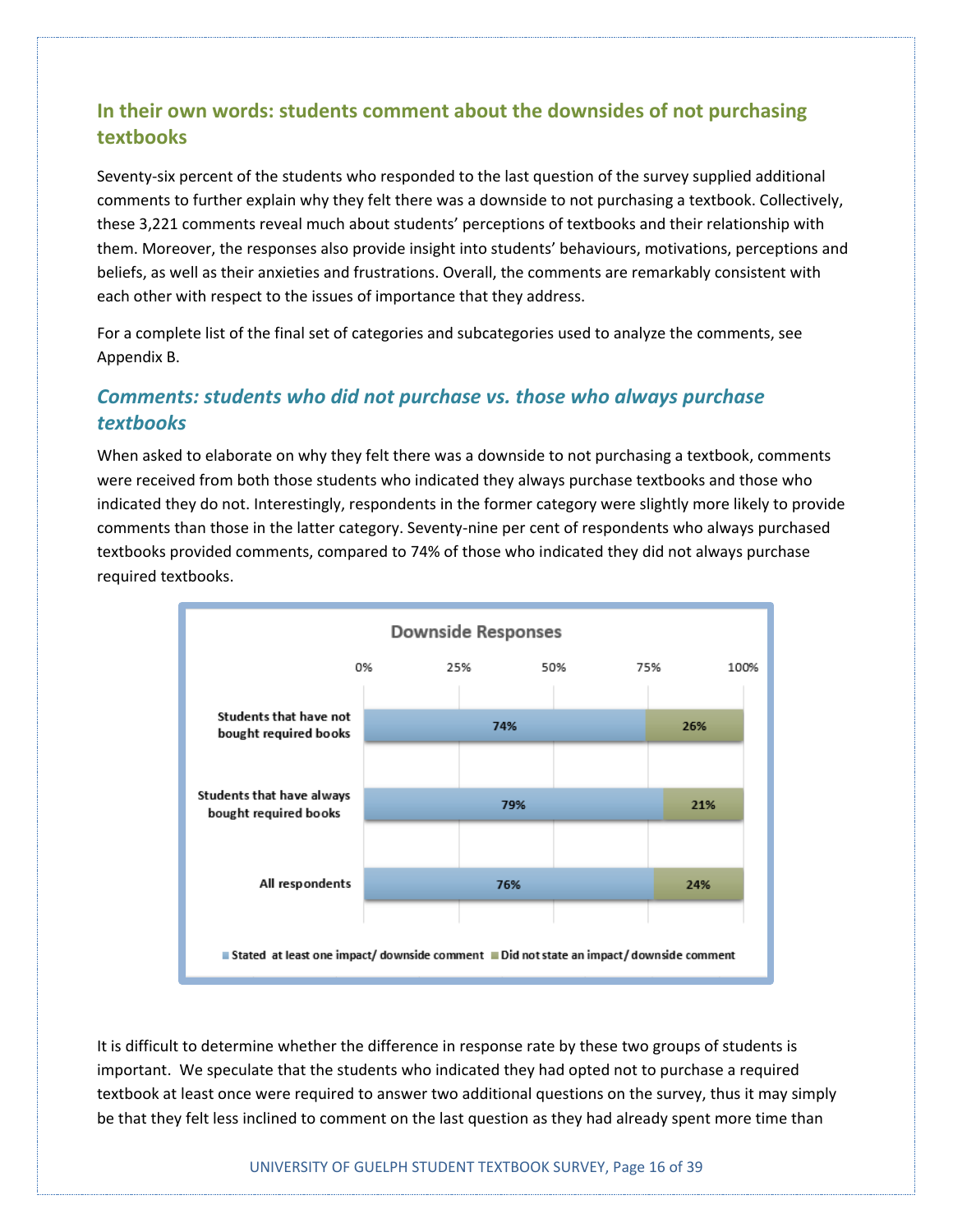## In their own words: students comment about the downsides of not purchasing textbooks

Seventy-six percent of the students who responded to the last question of the survey supplied additional comments to further explain why they felt there was a downside to not purchasing a textbook. Collectively, these 3,221 comments reveal much about students' perceptions of textbooks and their relationship with them. Moreover, the responses also provide insight into students' behaviours, motivations, perceptions and beliefs, as well as their anxieties and frustrations. Overall, the comments are remarkably consistent with each other with respect to the issues of importance that they address.

For a complete list of the final set of categories and subcategories used to analyze the comments, see Appendix B.

### *Comments: students who did not purchase vs. those who always purchase textbooks*

When asked to elaborate on why they felt there was a downside to not purchasing a textbook, comments were received from both those students who indicated they always purchase textbooks and those who indicated they do not. Interestingly, respondents in the former category were slightly more likely to provide comments than those in the latter category. Seventy-nine per cent of respondents who always purchased textbooks provided comments, compared to 74% of those who indicated they did not always purchase required textbooks.

**Downside Responses**

| | Stated at least one impact/ downside comment | Did not state an impact/ downside comment |
|---|---|---|
| Students that have not bought required books | 74% | 26% |
| Students that have always bought required books | 79% | 21% |
| All respondents | 76% | 24% |

It is difficult to determine whether the difference in response rate by these two groups of students is important. We speculate that the students who indicated they had opted not to purchase a required textbook at least once were required to answer two additional questions on the survey, thus it may simply be that they felt less inclined to comment on the last question as they had already spent more time than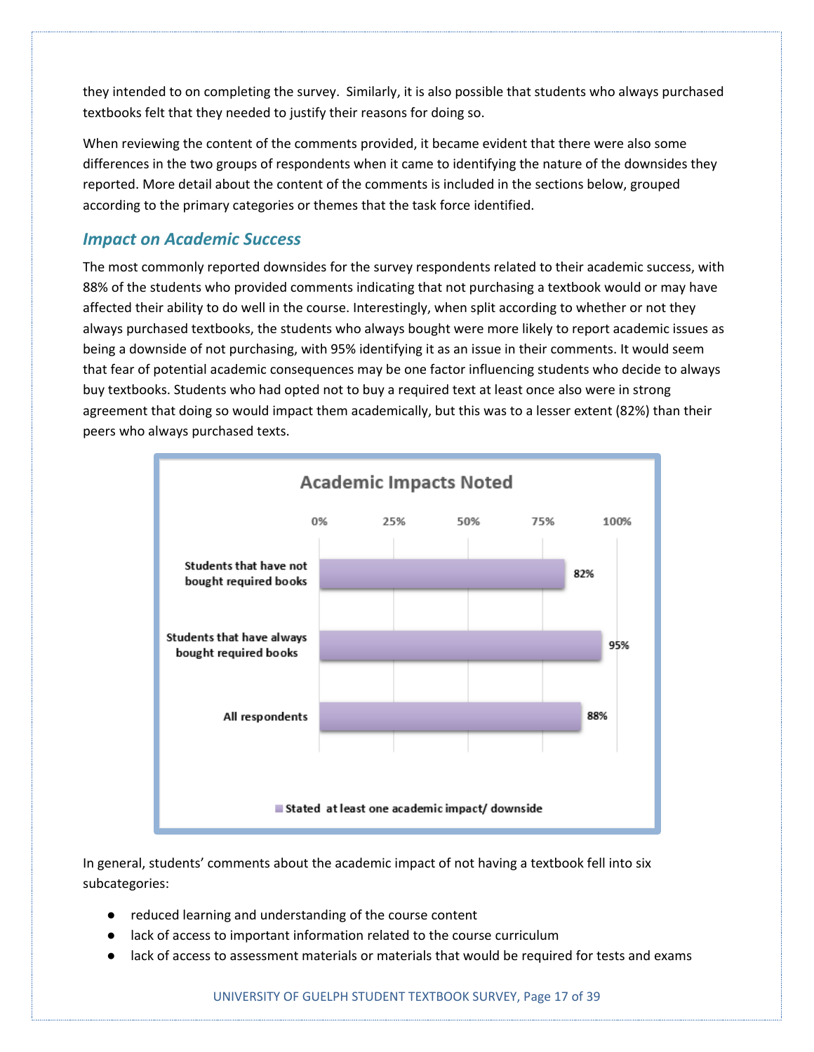they intended to on completing the survey. Similarly, it is also possible that students who always purchased textbooks felt that they needed to justify their reasons for doing so.

When reviewing the content of the comments provided, it became evident that there were also some differences in the two groups of respondents when it came to identifying the nature of the downsides they reported. More detail about the content of the comments is included in the sections below, grouped according to the primary categories or themes that the task force identified.

## *Impact on Academic Success*

The most commonly reported downsides for the survey respondents related to their academic success, with 88% of the students who provided comments indicating that not purchasing a textbook would or may have affected their ability to do well in the course. Interestingly, when split according to whether or not they always purchased textbooks, the students who always bought were more likely to report academic issues as being a downside of not purchasing, with 95% identifying it as an issue in their comments. It would seem that fear of potential academic consequences may be one factor influencing students who decide to always buy textbooks. Students who had opted not to buy a required text at least once also were in strong agreement that doing so would impact them academically, but this was to a lesser extent (82%) than their peers who always purchased texts.

**Academic Impacts Noted**

| | Stated at least one academic impact/ downside |
|---|---|
| Students that have not bought required books | 82% |
| Students that have always bought required books | 95% |
| All respondents | 88% |

In general, students' comments about the academic impact of not having a textbook fell into six subcategories:

- reduced learning and understanding of the course content
- lack of access to important information related to the course curriculum
- lack of access to assessment materials or materials that would be required for tests and exams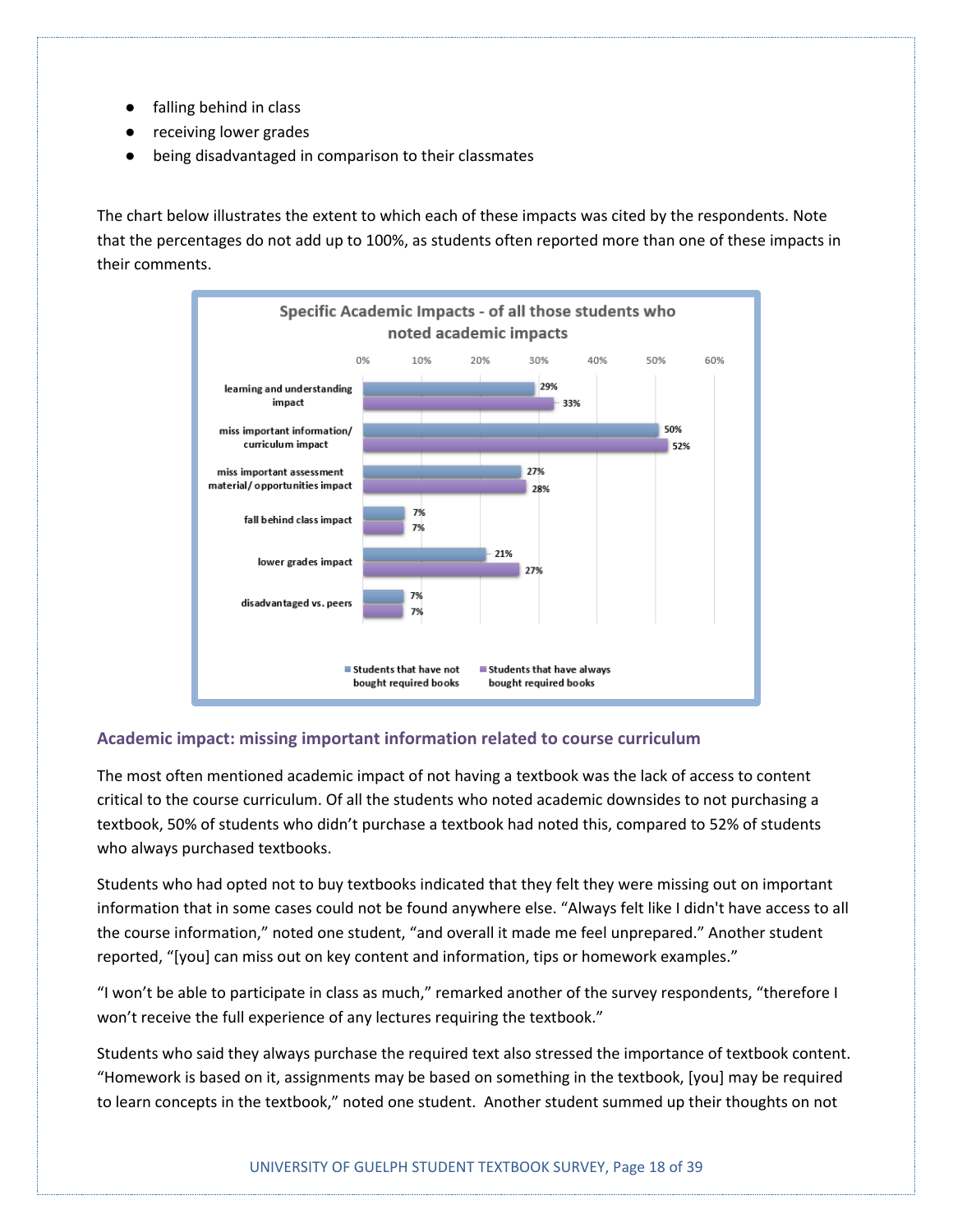- falling behind in class
- receiving lower grades
- being disadvantaged in comparison to their classmates

The chart below illustrates the extent to which each of these impacts was cited by the respondents. Note that the percentages do not add up to 100%, as students often reported more than one of these impacts in their comments.

**Specific Academic Impacts - of all those students who noted academic impacts**

| Impact | Students that have not bought required books | Students that have always bought required books |
| --- | --- | --- |
| learning and understanding impact | 29% | 33% |
| miss important information/ curriculum impact | 50% | 52% |
| miss important assessment material/ opportunities impact | 27% | 28% |
| fall behind class impact | 7% | 7% |
| lower grades impact | 21% | 27% |
| disadvantaged vs. peers | 7% | 7% |

### Academic impact: missing important information related to course curriculum

The most often mentioned academic impact of not having a textbook was the lack of access to content critical to the course curriculum. Of all the students who noted academic downsides to not purchasing a textbook, 50% of students who didn't purchase a textbook had noted this, compared to 52% of students who always purchased textbooks.

Students who had opted not to buy textbooks indicated that they felt they were missing out on important information that in some cases could not be found anywhere else. "Always felt like I didn't have access to all the course information," noted one student, "and overall it made me feel unprepared." Another student reported, "[you] can miss out on key content and information, tips or homework examples."

"I won't be able to participate in class as much," remarked another of the survey respondents, "therefore I won't receive the full experience of any lectures requiring the textbook."

Students who said they always purchase the required text also stressed the importance of textbook content. "Homework is based on it, assignments may be based on something in the textbook, [you] may be required to learn concepts in the textbook," noted one student. Another student summed up their thoughts on not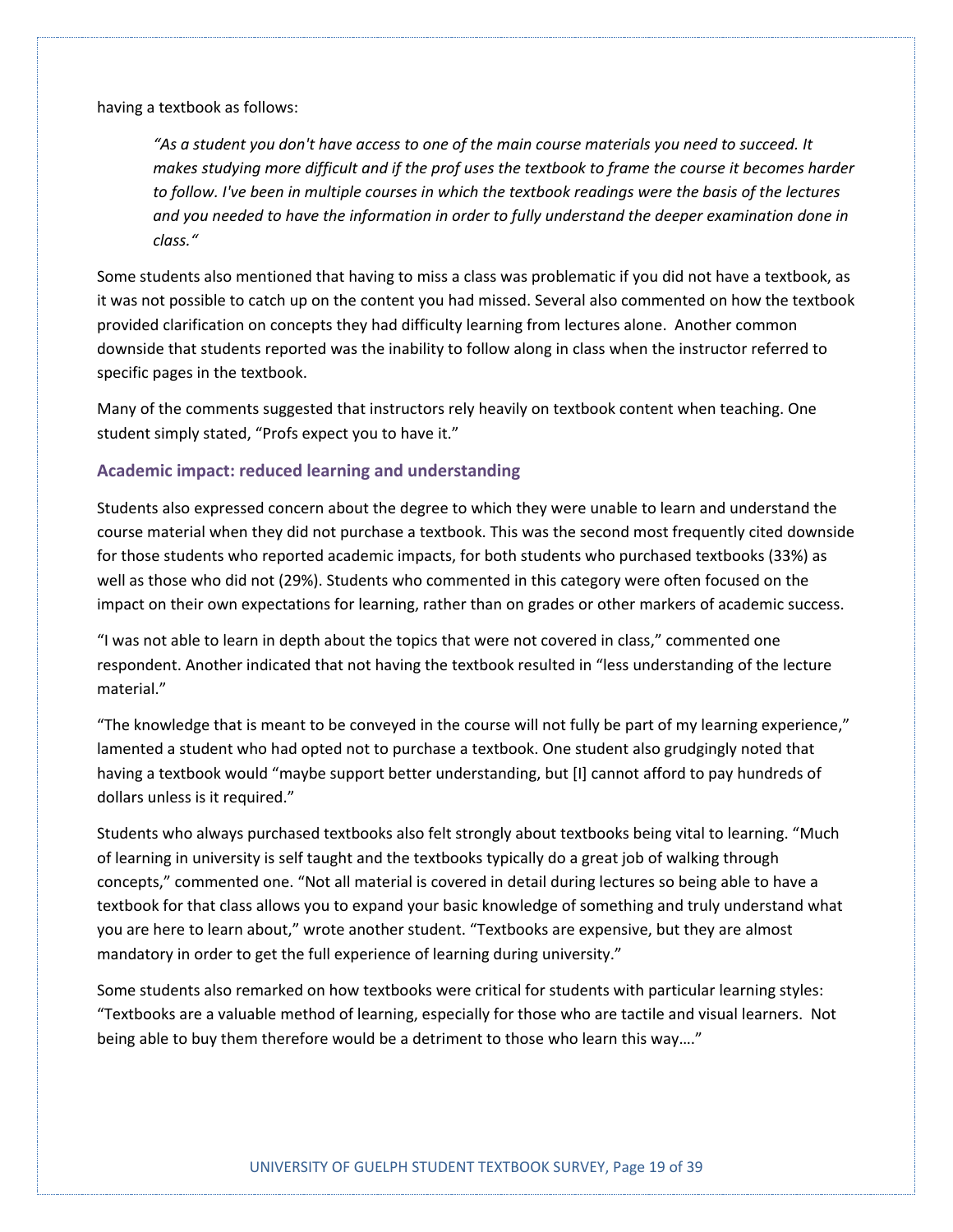having a textbook as follows:

> *"As a student you don't have access to one of the main course materials you need to succeed. It makes studying more difficult and if the prof uses the textbook to frame the course it becomes harder to follow. I've been in multiple courses in which the textbook readings were the basis of the lectures and you needed to have the information in order to fully understand the deeper examination done in class."*

Some students also mentioned that having to miss a class was problematic if you did not have a textbook, as it was not possible to catch up on the content you had missed. Several also commented on how the textbook provided clarification on concepts they had difficulty learning from lectures alone. Another common downside that students reported was the inability to follow along in class when the instructor referred to specific pages in the textbook.

Many of the comments suggested that instructors rely heavily on textbook content when teaching. One student simply stated, "Profs expect you to have it."

### Academic impact: reduced learning and understanding

Students also expressed concern about the degree to which they were unable to learn and understand the course material when they did not purchase a textbook. This was the second most frequently cited downside for those students who reported academic impacts, for both students who purchased textbooks (33%) as well as those who did not (29%). Students who commented in this category were often focused on the impact on their own expectations for learning, rather than on grades or other markers of academic success.

"I was not able to learn in depth about the topics that were not covered in class," commented one respondent. Another indicated that not having the textbook resulted in "less understanding of the lecture material."

"The knowledge that is meant to be conveyed in the course will not fully be part of my learning experience," lamented a student who had opted not to purchase a textbook. One student also grudgingly noted that having a textbook would "maybe support better understanding, but [I] cannot afford to pay hundreds of dollars unless is it required."

Students who always purchased textbooks also felt strongly about textbooks being vital to learning. "Much of learning in university is self taught and the textbooks typically do a great job of walking through concepts," commented one. "Not all material is covered in detail during lectures so being able to have a textbook for that class allows you to expand your basic knowledge of something and truly understand what you are here to learn about," wrote another student. "Textbooks are expensive, but they are almost mandatory in order to get the full experience of learning during university."

Some students also remarked on how textbooks were critical for students with particular learning styles: "Textbooks are a valuable method of learning, especially for those who are tactile and visual learners. Not being able to buy them therefore would be a detriment to those who learn this way…."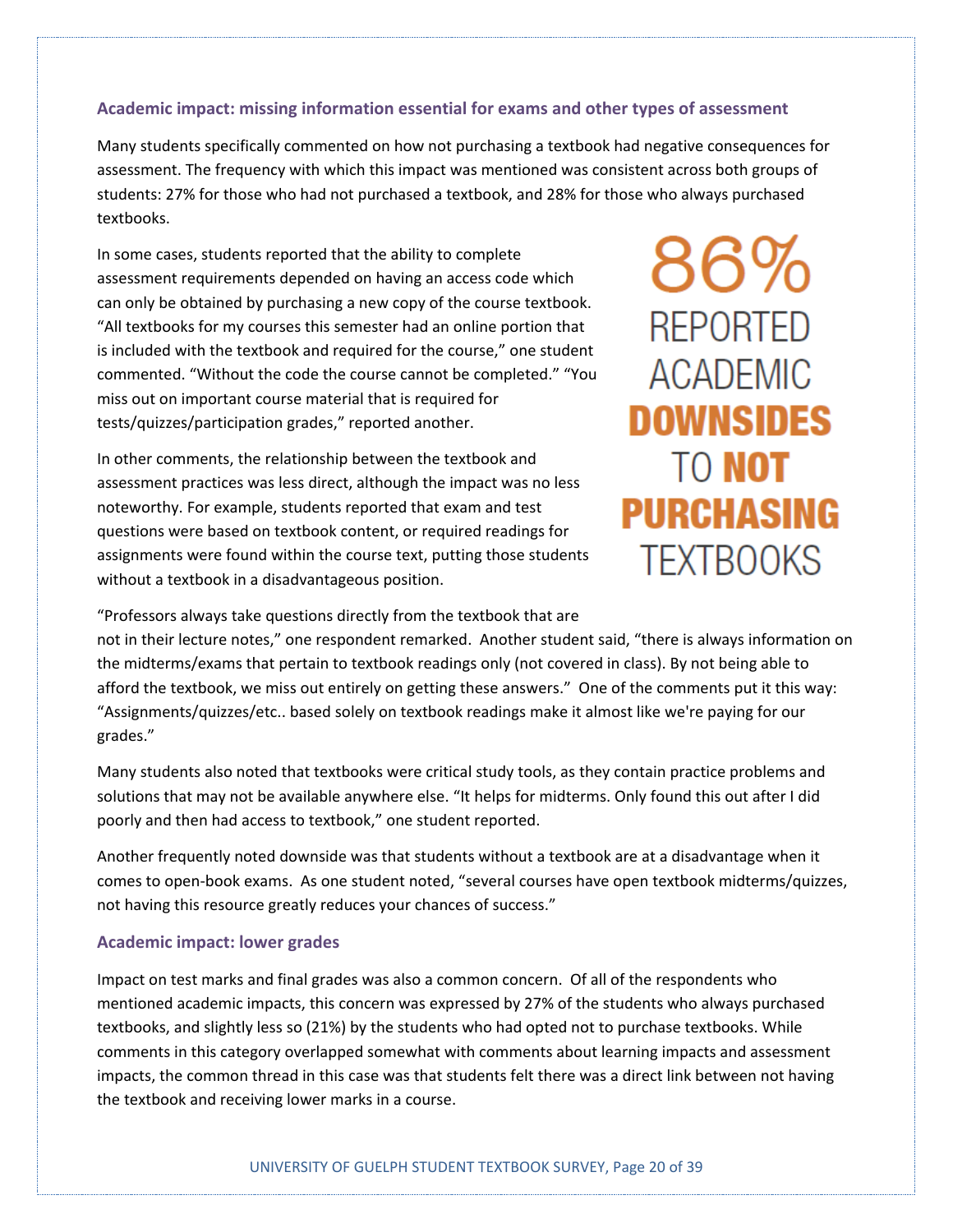### Academic impact: missing information essential for exams and other types of assessment

Many students specifically commented on how not purchasing a textbook had negative consequences for assessment. The frequency with which this impact was mentioned was consistent across both groups of students: 27% for those who had not purchased a textbook, and 28% for those who always purchased textbooks.

In some cases, students reported that the ability to complete assessment requirements depended on having an access code which can only be obtained by purchasing a new copy of the course textbook. "All textbooks for my courses this semester had an online portion that is included with the textbook and required for the course," one student commented. "Without the code the course cannot be completed." "You miss out on important course material that is required for tests/quizzes/participation grades," reported another.

**86% REPORTED ACADEMIC DOWNSIDES TO NOT PURCHASING TEXTBOOKS**

In other comments, the relationship between the textbook and assessment practices was less direct, although the impact was no less noteworthy. For example, students reported that exam and test questions were based on textbook content, or required readings for assignments were found within the course text, putting those students without a textbook in a disadvantageous position.

"Professors always take questions directly from the textbook that are not in their lecture notes," one respondent remarked. Another student said, "there is always information on the midterms/exams that pertain to textbook readings only (not covered in class). By not being able to afford the textbook, we miss out entirely on getting these answers." One of the comments put it this way: "Assignments/quizzes/etc.. based solely on textbook readings make it almost like we're paying for our grades."

Many students also noted that textbooks were critical study tools, as they contain practice problems and solutions that may not be available anywhere else. "It helps for midterms. Only found this out after I did poorly and then had access to textbook," one student reported.

Another frequently noted downside was that students without a textbook are at a disadvantage when it comes to open-book exams. As one student noted, "several courses have open textbook midterms/quizzes, not having this resource greatly reduces your chances of success."

### Academic impact: lower grades

Impact on test marks and final grades was also a common concern. Of all of the respondents who mentioned academic impacts, this concern was expressed by 27% of the students who always purchased textbooks, and slightly less so (21%) by the students who had opted not to purchase textbooks. While comments in this category overlapped somewhat with comments about learning impacts and assessment impacts, the common thread in this case was that students felt there was a direct link between not having the textbook and receiving lower marks in a course.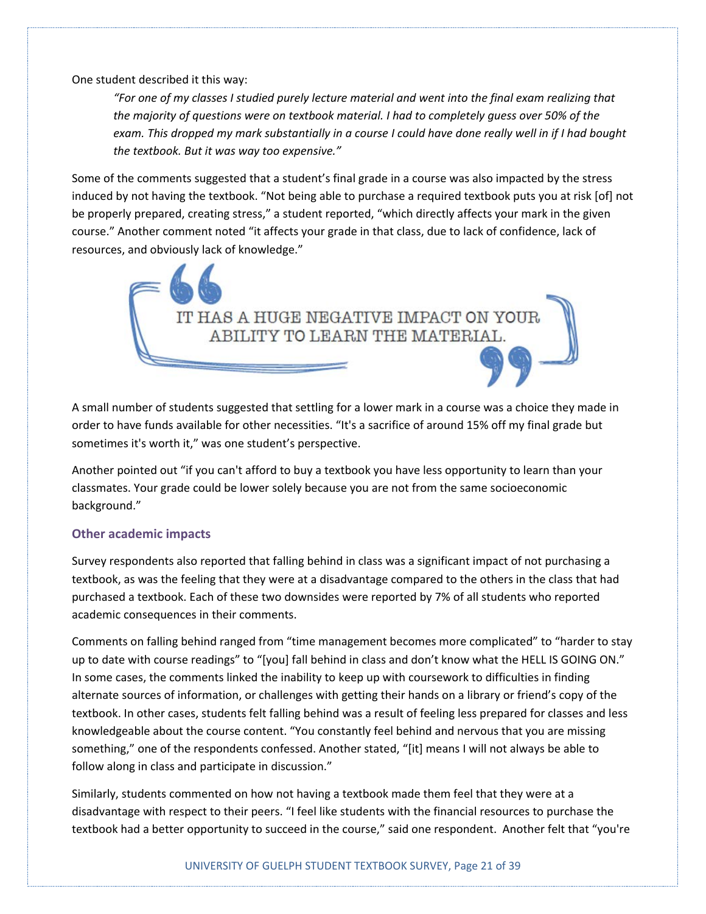One student described it this way:

> *"For one of my classes I studied purely lecture material and went into the final exam realizing that the majority of questions were on textbook material. I had to completely guess over 50% of the exam. This dropped my mark substantially in a course I could have done really well in if I had bought the textbook. But it was way too expensive."*

Some of the comments suggested that a student's final grade in a course was also impacted by the stress induced by not having the textbook. "Not being able to purchase a required textbook puts you at risk [of] not be properly prepared, creating stress," a student reported, "which directly affects your mark in the given course." Another comment noted "it affects your grade in that class, due to lack of confidence, lack of resources, and obviously lack of knowledge."

> "IT HAS A HUGE NEGATIVE IMPACT ON YOUR ABILITY TO LEARN THE MATERIAL."

A small number of students suggested that settling for a lower mark in a course was a choice they made in order to have funds available for other necessities. "It's a sacrifice of around 15% off my final grade but sometimes it's worth it," was one student's perspective.

Another pointed out "if you can't afford to buy a textbook you have less opportunity to learn than your classmates. Your grade could be lower solely because you are not from the same socioeconomic background."

### Other academic impacts

Survey respondents also reported that falling behind in class was a significant impact of not purchasing a textbook, as was the feeling that they were at a disadvantage compared to the others in the class that had purchased a textbook. Each of these two downsides were reported by 7% of all students who reported academic consequences in their comments.

Comments on falling behind ranged from "time management becomes more complicated" to "harder to stay up to date with course readings" to "[you] fall behind in class and don't know what the HELL IS GOING ON." In some cases, the comments linked the inability to keep up with coursework to difficulties in finding alternate sources of information, or challenges with getting their hands on a library or friend's copy of the textbook. In other cases, students felt falling behind was a result of feeling less prepared for classes and less knowledgeable about the course content. "You constantly feel behind and nervous that you are missing something," one of the respondents confessed. Another stated, "[it] means I will not always be able to follow along in class and participate in discussion."

Similarly, students commented on how not having a textbook made them feel that they were at a disadvantage with respect to their peers. "I feel like students with the financial resources to purchase the textbook had a better opportunity to succeed in the course," said one respondent. Another felt that "you're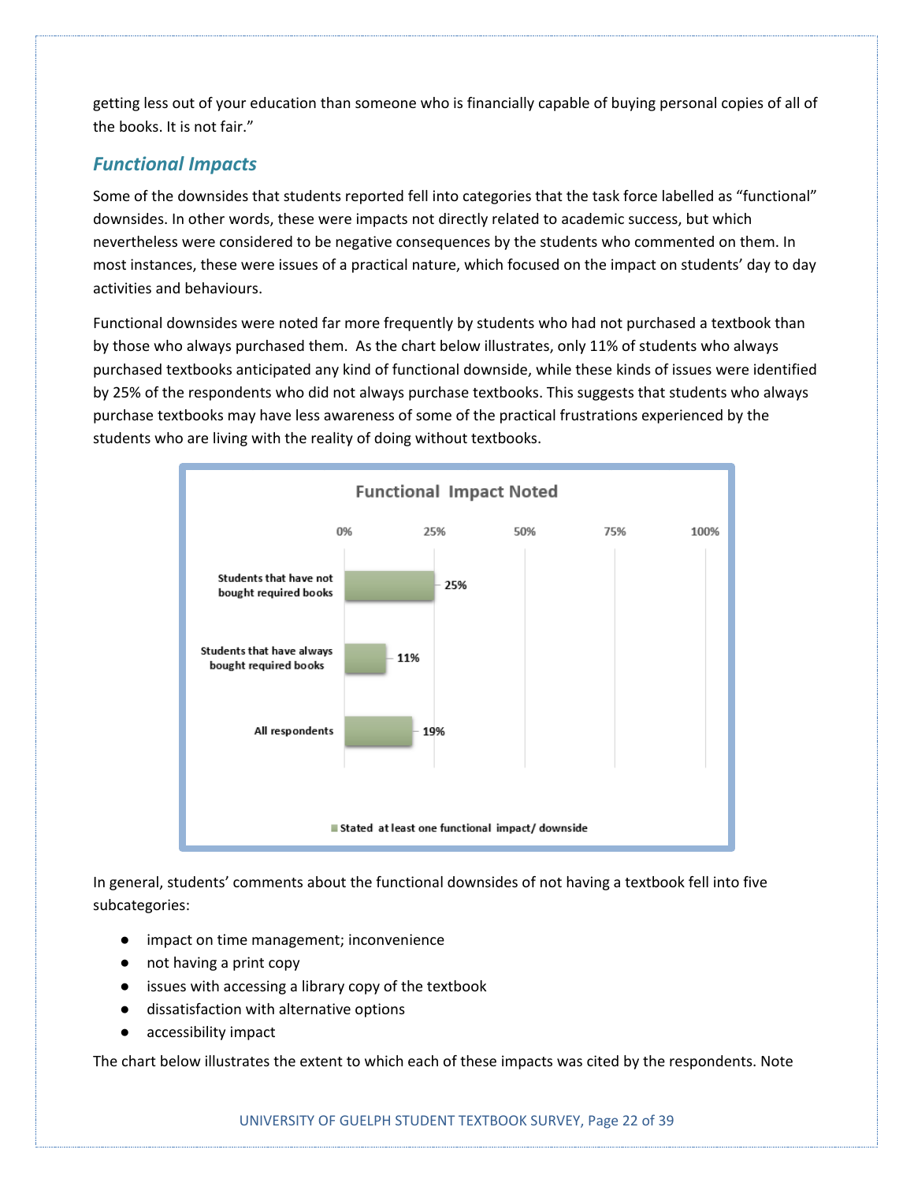getting less out of your education than someone who is financially capable of buying personal copies of all of the books. It is not fair."

### *Functional Impacts*

Some of the downsides that students reported fell into categories that the task force labelled as "functional" downsides. In other words, these were impacts not directly related to academic success, but which nevertheless were considered to be negative consequences by the students who commented on them. In most instances, these were issues of a practical nature, which focused on the impact on students' day to day activities and behaviours.

Functional downsides were noted far more frequently by students who had not purchased a textbook than by those who always purchased them. As the chart below illustrates, only 11% of students who always purchased textbooks anticipated any kind of functional downside, while these kinds of issues were identified by 25% of the respondents who did not always purchase textbooks. This suggests that students who always purchase textbooks may have less awareness of some of the practical frustrations experienced by the students who are living with the reality of doing without textbooks.

**Functional Impact Noted**

| | Stated at least one functional impact/ downside |
|---|---|
| Students that have not bought required books | 25% |
| Students that have always bought required books | 11% |
| All respondents | 19% |

In general, students' comments about the functional downsides of not having a textbook fell into five subcategories:

- impact on time management; inconvenience
- not having a print copy
- issues with accessing a library copy of the textbook
- dissatisfaction with alternative options
- accessibility impact

The chart below illustrates the extent to which each of these impacts was cited by the respondents. Note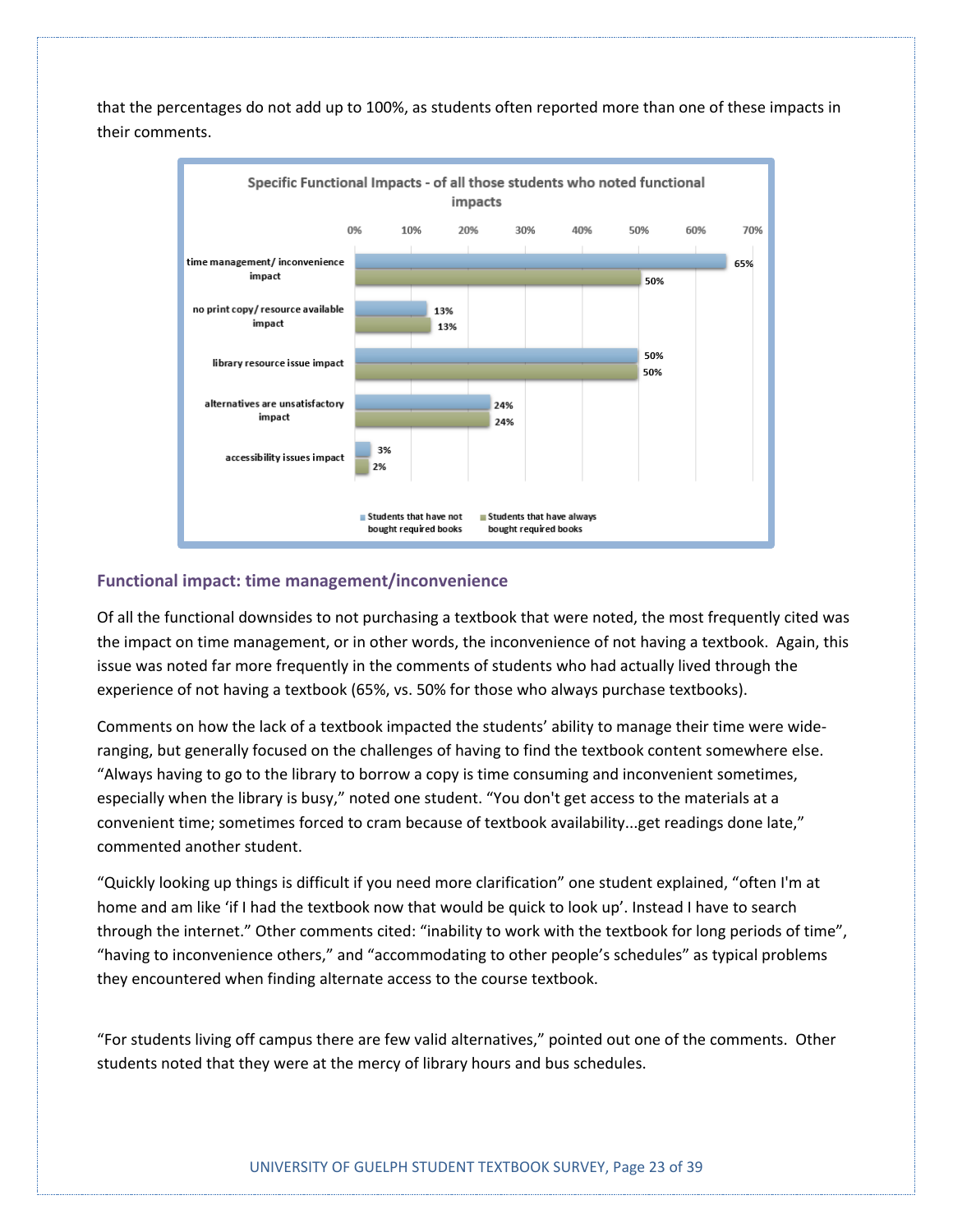that the percentages do not add up to 100%, as students often reported more than one of these impacts in their comments.

**Specific Functional Impacts - of all those students who noted functional impacts**

| | Students that have not bought required books | Students that have always bought required books |
| --- | --- | --- |
| time management/ inconvenience impact | 65% | 50% |
| no print copy/ resource available impact | 13% | 13% |
| library resource issue impact | 50% | 50% |
| alternatives are unsatisfactory impact | 24% | 24% |
| accessibility issues impact | 3% | 2% |

### Functional impact: time management/inconvenience

Of all the functional downsides to not purchasing a textbook that were noted, the most frequently cited was the impact on time management, or in other words, the inconvenience of not having a textbook. Again, this issue was noted far more frequently in the comments of students who had actually lived through the experience of not having a textbook (65%, vs. 50% for those who always purchase textbooks).

Comments on how the lack of a textbook impacted the students' ability to manage their time were wide-ranging, but generally focused on the challenges of having to find the textbook content somewhere else. "Always having to go to the library to borrow a copy is time consuming and inconvenient sometimes, especially when the library is busy," noted one student. "You don't get access to the materials at a convenient time; sometimes forced to cram because of textbook availability...get readings done late," commented another student.

"Quickly looking up things is difficult if you need more clarification" one student explained, "often I'm at home and am like 'if I had the textbook now that would be quick to look up'. Instead I have to search through the internet." Other comments cited: "inability to work with the textbook for long periods of time", "having to inconvenience others," and "accommodating to other people's schedules" as typical problems they encountered when finding alternate access to the course textbook.

"For students living off campus there are few valid alternatives," pointed out one of the comments. Other students noted that they were at the mercy of library hours and bus schedules.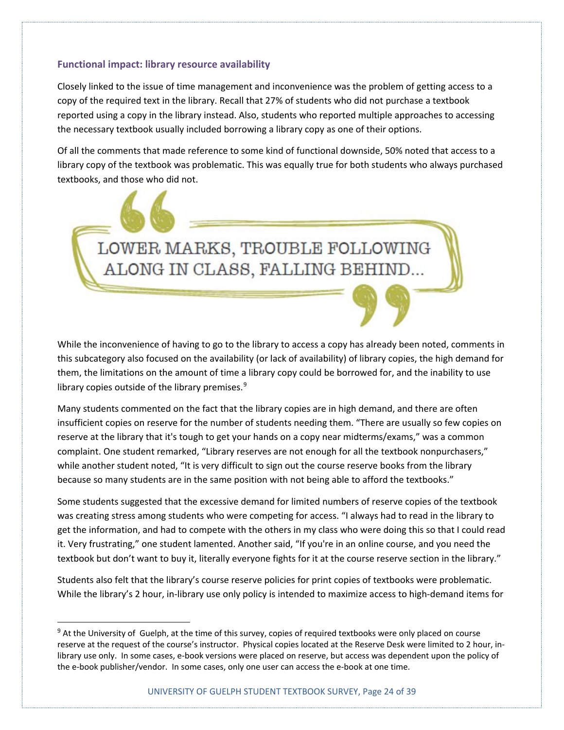### Functional impact: library resource availability

Closely linked to the issue of time management and inconvenience was the problem of getting access to a copy of the required text in the library. Recall that 27% of students who did not purchase a textbook reported using a copy in the library instead. Also, students who reported multiple approaches to accessing the necessary textbook usually included borrowing a library copy as one of their options.

Of all the comments that made reference to some kind of functional downside, 50% noted that access to a library copy of the textbook was problematic. This was equally true for both students who always purchased textbooks, and those who did not.

> LOWER MARKS, TROUBLE FOLLOWING ALONG IN CLASS, FALLING BEHIND...

While the inconvenience of having to go to the library to access a copy has already been noted, comments in this subcategory also focused on the availability (or lack of availability) of library copies, the high demand for them, the limitations on the amount of time a library copy could be borrowed for, and the inability to use library copies outside of the library premises.[9]

Many students commented on the fact that the library copies are in high demand, and there are often insufficient copies on reserve for the number of students needing them. "There are usually so few copies on reserve at the library that it's tough to get your hands on a copy near midterms/exams," was a common complaint. One student remarked, "Library reserves are not enough for all the textbook nonpurchasers," while another student noted, "It is very difficult to sign out the course reserve books from the library because so many students are in the same position with not being able to afford the textbooks."

Some students suggested that the excessive demand for limited numbers of reserve copies of the textbook was creating stress among students who were competing for access. "I always had to read in the library to get the information, and had to compete with the others in my class who were doing this so that I could read it. Very frustrating," one student lamented. Another said, "If you're in an online course, and you need the textbook but don't want to buy it, literally everyone fights for it at the course reserve section in the library."

Students also felt that the library's course reserve policies for print copies of textbooks were problematic. While the library's 2 hour, in-library use only policy is intended to maximize access to high-demand items for

[9] At the University of Guelph, at the time of this survey, copies of required textbooks were only placed on course reserve at the request of the course's instructor. Physical copies located at the Reserve Desk were limited to 2 hour, in-library use only. In some cases, e-book versions were placed on reserve, but access was dependent upon the policy of the e-book publisher/vendor. In some cases, only one user can access the e-book at one time.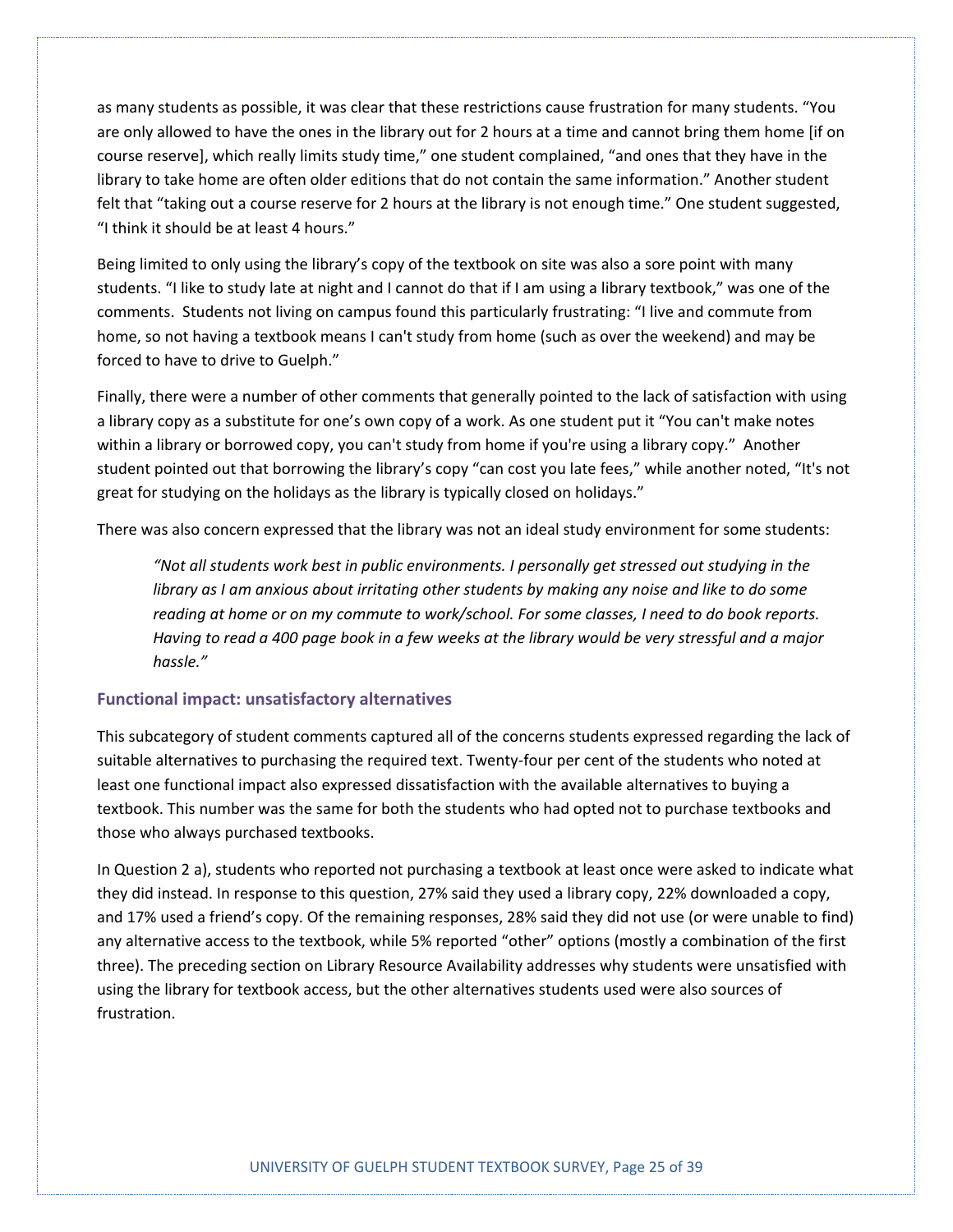as many students as possible, it was clear that these restrictions cause frustration for many students. "You are only allowed to have the ones in the library out for 2 hours at a time and cannot bring them home [if on course reserve], which really limits study time," one student complained, "and ones that they have in the library to take home are often older editions that do not contain the same information." Another student felt that "taking out a course reserve for 2 hours at the library is not enough time." One student suggested, "I think it should be at least 4 hours."

Being limited to only using the library's copy of the textbook on site was also a sore point with many students. "I like to study late at night and I cannot do that if I am using a library textbook," was one of the comments. Students not living on campus found this particularly frustrating: "I live and commute from home, so not having a textbook means I can't study from home (such as over the weekend) and may be forced to have to drive to Guelph."

Finally, there were a number of other comments that generally pointed to the lack of satisfaction with using a library copy as a substitute for one's own copy of a work. As one student put it "You can't make notes within a library or borrowed copy, you can't study from home if you're using a library copy." Another student pointed out that borrowing the library's copy "can cost you late fees," while another noted, "It's not great for studying on the holidays as the library is typically closed on holidays."

There was also concern expressed that the library was not an ideal study environment for some students:

> *"Not all students work best in public environments. I personally get stressed out studying in the library as I am anxious about irritating other students by making any noise and like to do some reading at home or on my commute to work/school. For some classes, I need to do book reports. Having to read a 400 page book in a few weeks at the library would be very stressful and a major hassle."*

### Functional impact: unsatisfactory alternatives

This subcategory of student comments captured all of the concerns students expressed regarding the lack of suitable alternatives to purchasing the required text. Twenty-four per cent of the students who noted at least one functional impact also expressed dissatisfaction with the available alternatives to buying a textbook. This number was the same for both the students who had opted not to purchase textbooks and those who always purchased textbooks.

In Question 2 a), students who reported not purchasing a textbook at least once were asked to indicate what they did instead. In response to this question, 27% said they used a library copy, 22% downloaded a copy, and 17% used a friend's copy. Of the remaining responses, 28% said they did not use (or were unable to find) any alternative access to the textbook, while 5% reported "other" options (mostly a combination of the first three). The preceding section on Library Resource Availability addresses why students were unsatisfied with using the library for textbook access, but the other alternatives students used were also sources of frustration.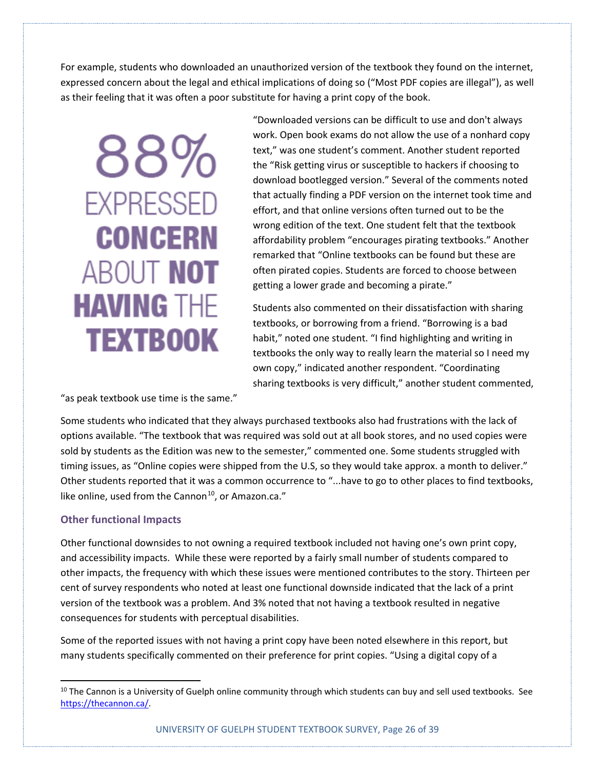For example, students who downloaded an unauthorized version of the textbook they found on the internet, expressed concern about the legal and ethical implications of doing so ("Most PDF copies are illegal"), as well as their feeling that it was often a poor substitute for having a print copy of the book.

**88% EXPRESSED CONCERN ABOUT NOT HAVING THE TEXTBOOK**

"Downloaded versions can be difficult to use and don't always work. Open book exams do not allow the use of a nonhard copy text," was one student's comment. Another student reported the "Risk getting virus or susceptible to hackers if choosing to download bootlegged version." Several of the comments noted that actually finding a PDF version on the internet took time and effort, and that online versions often turned out to be the wrong edition of the text. One student felt that the textbook affordability problem "encourages pirating textbooks." Another remarked that "Online textbooks can be found but these are often pirated copies. Students are forced to choose between getting a lower grade and becoming a pirate."

Students also commented on their dissatisfaction with sharing textbooks, or borrowing from a friend. "Borrowing is a bad habit," noted one student. "I find highlighting and writing in textbooks the only way to really learn the material so I need my own copy," indicated another respondent. "Coordinating sharing textbooks is very difficult," another student commented, "as peak textbook use time is the same."

Some students who indicated that they always purchased textbooks also had frustrations with the lack of options available. "The textbook that was required was sold out at all book stores, and no used copies were sold by students as the Edition was new to the semester," commented one. Some students struggled with timing issues, as "Online copies were shipped from the U.S, so they would take approx. a month to deliver." Other students reported that it was a common occurrence to "...have to go to other places to find textbooks, like online, used from the Cannon[10], or Amazon.ca."

### Other functional Impacts

Other functional downsides to not owning a required textbook included not having one's own print copy, and accessibility impacts. While these were reported by a fairly small number of students compared to other impacts, the frequency with which these issues were mentioned contributes to the story. Thirteen per cent of survey respondents who noted at least one functional downside indicated that the lack of a print version of the textbook was a problem. And 3% noted that not having a textbook resulted in negative consequences for students with perceptual disabilities.

Some of the reported issues with not having a print copy have been noted elsewhere in this report, but many students specifically commented on their preference for print copies. "Using a digital copy of a

[10] The Cannon is a University of Guelph online community through which students can buy and sell used textbooks. See https://thecannon.ca/.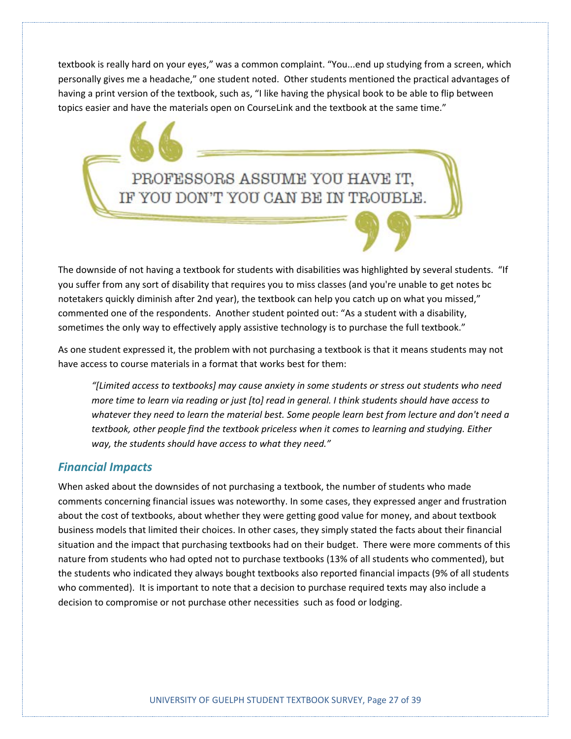textbook is really hard on your eyes," was a common complaint. "You...end up studying from a screen, which personally gives me a headache," one student noted. Other students mentioned the practical advantages of having a print version of the textbook, such as, "I like having the physical book to be able to flip between topics easier and have the materials open on CourseLink and the textbook at the same time."

> PROFESSORS ASSUME YOU HAVE IT, IF YOU DON'T YOU CAN BE IN TROUBLE.

The downside of not having a textbook for students with disabilities was highlighted by several students. "If you suffer from any sort of disability that requires you to miss classes (and you're unable to get notes bc notetakers quickly diminish after 2nd year), the textbook can help you catch up on what you missed," commented one of the respondents. Another student pointed out: "As a student with a disability, sometimes the only way to effectively apply assistive technology is to purchase the full textbook."

As one student expressed it, the problem with not purchasing a textbook is that it means students may not have access to course materials in a format that works best for them:

> *"[Limited access to textbooks] may cause anxiety in some students or stress out students who need more time to learn via reading or just [to] read in general. I think students should have access to whatever they need to learn the material best. Some people learn best from lecture and don't need a textbook, other people find the textbook priceless when it comes to learning and studying. Either way, the students should have access to what they need."*

## *Financial Impacts*

When asked about the downsides of not purchasing a textbook, the number of students who made comments concerning financial issues was noteworthy. In some cases, they expressed anger and frustration about the cost of textbooks, about whether they were getting good value for money, and about textbook business models that limited their choices. In other cases, they simply stated the facts about their financial situation and the impact that purchasing textbooks had on their budget. There were more comments of this nature from students who had opted not to purchase textbooks (13% of all students who commented), but the students who indicated they always bought textbooks also reported financial impacts (9% of all students who commented). It is important to note that a decision to purchase required texts may also include a decision to compromise or not purchase other necessities such as food or lodging.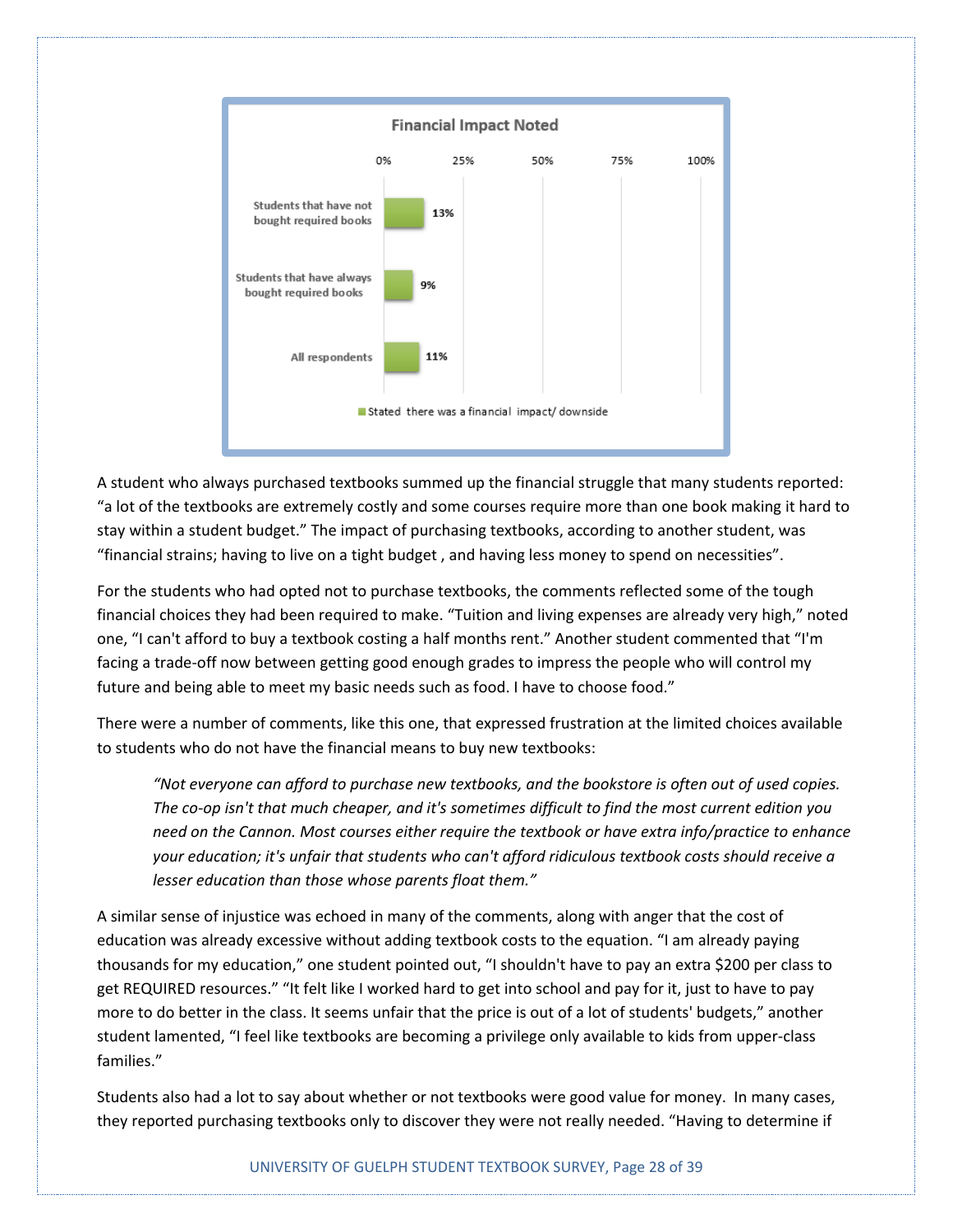**Financial Impact Noted**

| | Stated there was a financial impact/ downside |
|---|---|
| Students that have not bought required books | 13% |
| Students that have always bought required books | 9% |
| All respondents | 11% |

A student who always purchased textbooks summed up the financial struggle that many students reported: "a lot of the textbooks are extremely costly and some courses require more than one book making it hard to stay within a student budget." The impact of purchasing textbooks, according to another student, was "financial strains; having to live on a tight budget , and having less money to spend on necessities".

For the students who had opted not to purchase textbooks, the comments reflected some of the tough financial choices they had been required to make. "Tuition and living expenses are already very high," noted one, "I can't afford to buy a textbook costing a half months rent." Another student commented that "I'm facing a trade-off now between getting good enough grades to impress the people who will control my future and being able to meet my basic needs such as food. I have to choose food."

There were a number of comments, like this one, that expressed frustration at the limited choices available to students who do not have the financial means to buy new textbooks:

> *"Not everyone can afford to purchase new textbooks, and the bookstore is often out of used copies. The co-op isn't that much cheaper, and it's sometimes difficult to find the most current edition you need on the Cannon. Most courses either require the textbook or have extra info/practice to enhance your education; it's unfair that students who can't afford ridiculous textbook costs should receive a lesser education than those whose parents float them."*

A similar sense of injustice was echoed in many of the comments, along with anger that the cost of education was already excessive without adding textbook costs to the equation. "I am already paying thousands for my education," one student pointed out, "I shouldn't have to pay an extra $200 per class to get REQUIRED resources." "It felt like I worked hard to get into school and pay for it, just to have to pay more to do better in the class. It seems unfair that the price is out of a lot of students' budgets," another student lamented, "I feel like textbooks are becoming a privilege only available to kids from upper-class families."

Students also had a lot to say about whether or not textbooks were good value for money. In many cases, they reported purchasing textbooks only to discover they were not really needed. "Having to determine if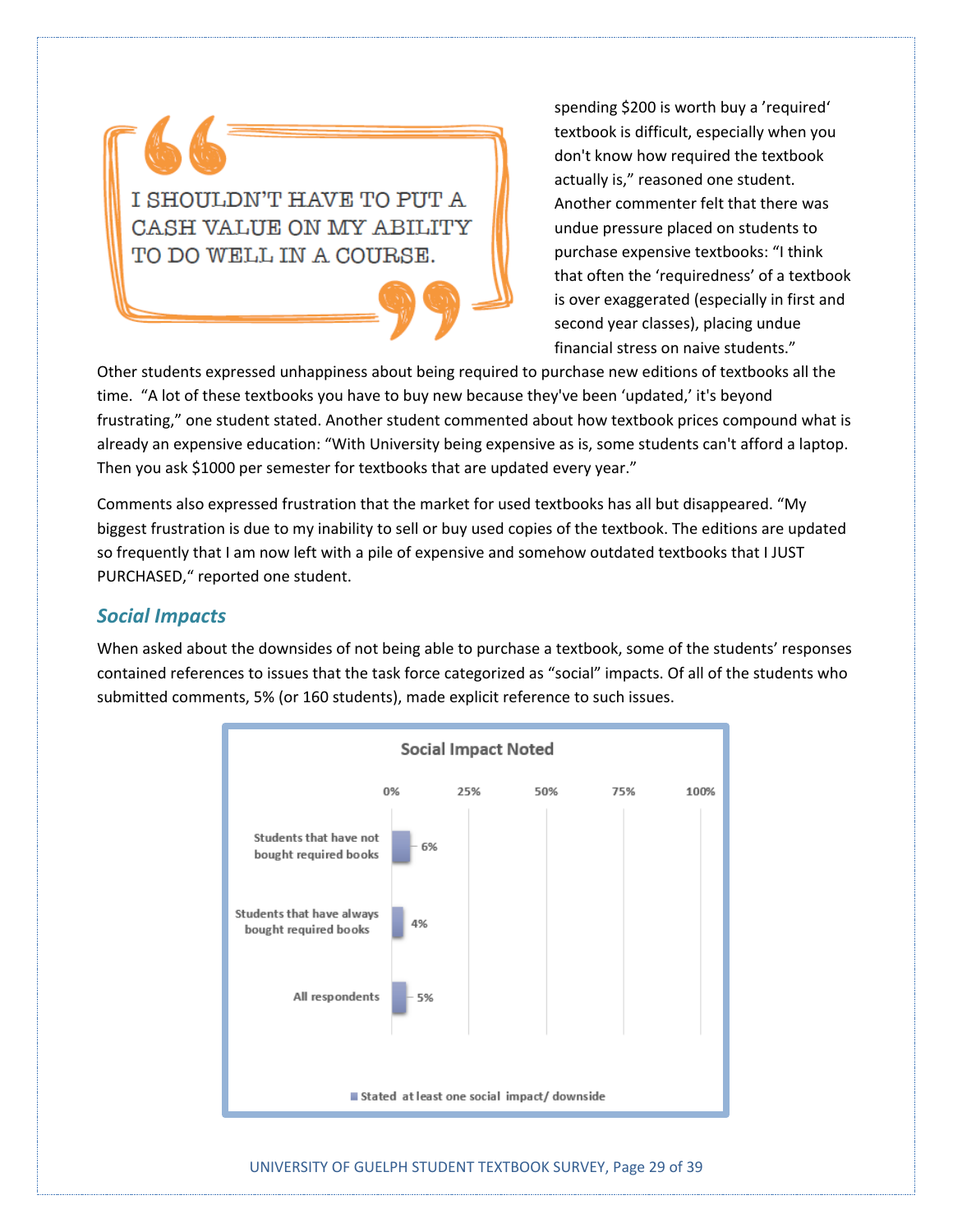> I SHOULDN'T HAVE TO PUT A CASH VALUE ON MY ABILITY TO DO WELL IN A COURSE.

spending $200 is worth buy a 'required' textbook is difficult, especially when you don't know how required the textbook actually is," reasoned one student. Another commenter felt that there was undue pressure placed on students to purchase expensive textbooks: "I think that often the 'requiredness' of a textbook is over exaggerated (especially in first and second year classes), placing undue financial stress on naive students."

Other students expressed unhappiness about being required to purchase new editions of textbooks all the time. "A lot of these textbooks you have to buy new because they've been 'updated,' it's beyond frustrating," one student stated. Another student commented about how textbook prices compound what is already an expensive education: "With University being expensive as is, some students can't afford a laptop. Then you ask $1000 per semester for textbooks that are updated every year."

Comments also expressed frustration that the market for used textbooks has all but disappeared. "My biggest frustration is due to my inability to sell or buy used copies of the textbook. The editions are updated so frequently that I am now left with a pile of expensive and somehow outdated textbooks that I JUST PURCHASED," reported one student.

## Social Impacts

When asked about the downsides of not being able to purchase a textbook, some of the students' responses contained references to issues that the task force categorized as "social" impacts. Of all of the students who submitted comments, 5% (or 160 students), made explicit reference to such issues.

**Social Impact Noted**

| | Stated at least one social impact/ downside |
|---|---|
| Students that have not bought required books | 6% |
| Students that have always bought required books | 4% |
| All respondents | 5% |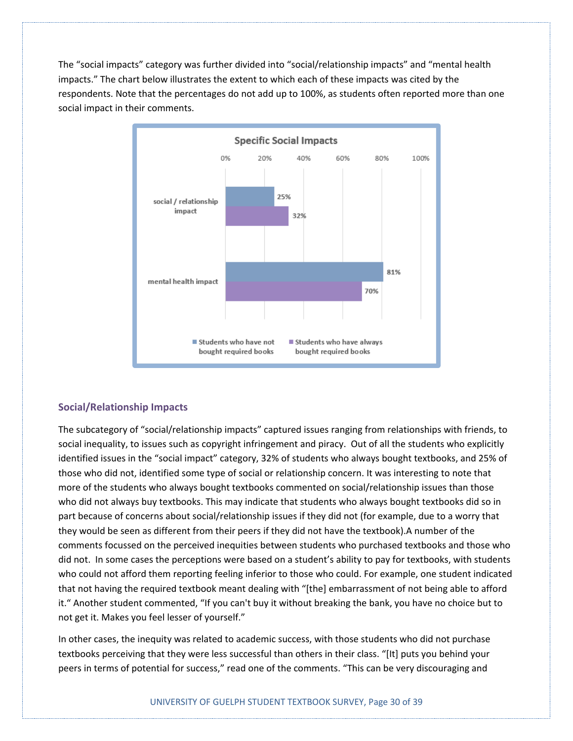The "social impacts" category was further divided into "social/relationship impacts" and "mental health impacts." The chart below illustrates the extent to which each of these impacts was cited by the respondents. Note that the percentages do not add up to 100%, as students often reported more than one social impact in their comments.

**Specific Social Impacts**

| | Students who have not bought required books | Students who have always bought required books |
|---|---|---|
| social / relationship impact | 25% | 32% |
| mental health impact | 81% | 70% |

## Social/Relationship Impacts

The subcategory of "social/relationship impacts" captured issues ranging from relationships with friends, to social inequality, to issues such as copyright infringement and piracy. Out of all the students who explicitly identified issues in the "social impact" category, 32% of students who always bought textbooks, and 25% of those who did not, identified some type of social or relationship concern. It was interesting to note that more of the students who always bought textbooks commented on social/relationship issues than those who did not always buy textbooks. This may indicate that students who always bought textbooks did so in part because of concerns about social/relationship issues if they did not (for example, due to a worry that they would be seen as different from their peers if they did not have the textbook).A number of the comments focussed on the perceived inequities between students who purchased textbooks and those who did not. In some cases the perceptions were based on a student's ability to pay for textbooks, with students who could not afford them reporting feeling inferior to those who could. For example, one student indicated that not having the required textbook meant dealing with "[the] embarrassment of not being able to afford it." Another student commented, "If you can't buy it without breaking the bank, you have no choice but to not get it. Makes you feel lesser of yourself."

In other cases, the inequity was related to academic success, with those students who did not purchase textbooks perceiving that they were less successful than others in their class. "[It] puts you behind your peers in terms of potential for success," read one of the comments. "This can be very discouraging and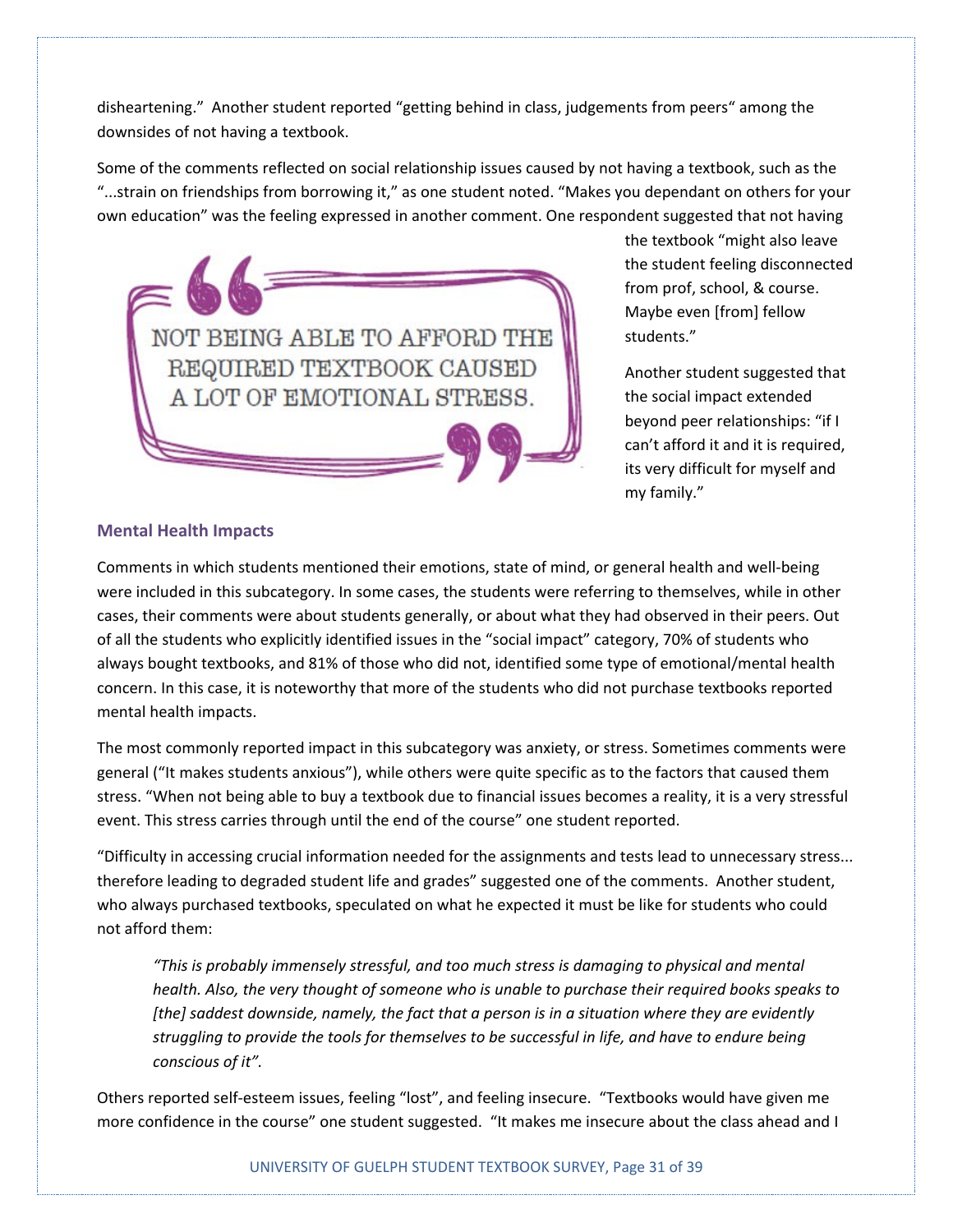disheartening." Another student reported "getting behind in class, judgements from peers" among the downsides of not having a textbook.

Some of the comments reflected on social relationship issues caused by not having a textbook, such as the "...strain on friendships from borrowing it," as one student noted. "Makes you dependant on others for your own education" was the feeling expressed in another comment. One respondent suggested that not having the textbook "might also leave the student feeling disconnected from prof, school, & course. Maybe even [from] fellow students."

> NOT BEING ABLE TO AFFORD THE REQUIRED TEXTBOOK CAUSED A LOT OF EMOTIONAL STRESS.

Another student suggested that the social impact extended beyond peer relationships: "if I can't afford it and it is required, its very difficult for myself and my family."

### Mental Health Impacts

Comments in which students mentioned their emotions, state of mind, or general health and well-being were included in this subcategory. In some cases, the students were referring to themselves, while in other cases, their comments were about students generally, or about what they had observed in their peers. Out of all the students who explicitly identified issues in the "social impact" category, 70% of students who always bought textbooks, and 81% of those who did not, identified some type of emotional/mental health concern. In this case, it is noteworthy that more of the students who did not purchase textbooks reported mental health impacts.

The most commonly reported impact in this subcategory was anxiety, or stress. Sometimes comments were general ("It makes students anxious"), while others were quite specific as to the factors that caused them stress. "When not being able to buy a textbook due to financial issues becomes a reality, it is a very stressful event. This stress carries through until the end of the course" one student reported.

"Difficulty in accessing crucial information needed for the assignments and tests lead to unnecessary stress... therefore leading to degraded student life and grades" suggested one of the comments. Another student, who always purchased textbooks, speculated on what he expected it must be like for students who could not afford them:

> *"This is probably immensely stressful, and too much stress is damaging to physical and mental health. Also, the very thought of someone who is unable to purchase their required books speaks to [the] saddest downside, namely, the fact that a person is in a situation where they are evidently struggling to provide the tools for themselves to be successful in life, and have to endure being conscious of it".*

Others reported self-esteem issues, feeling "lost", and feeling insecure. "Textbooks would have given me more confidence in the course" one student suggested. "It makes me insecure about the class ahead and I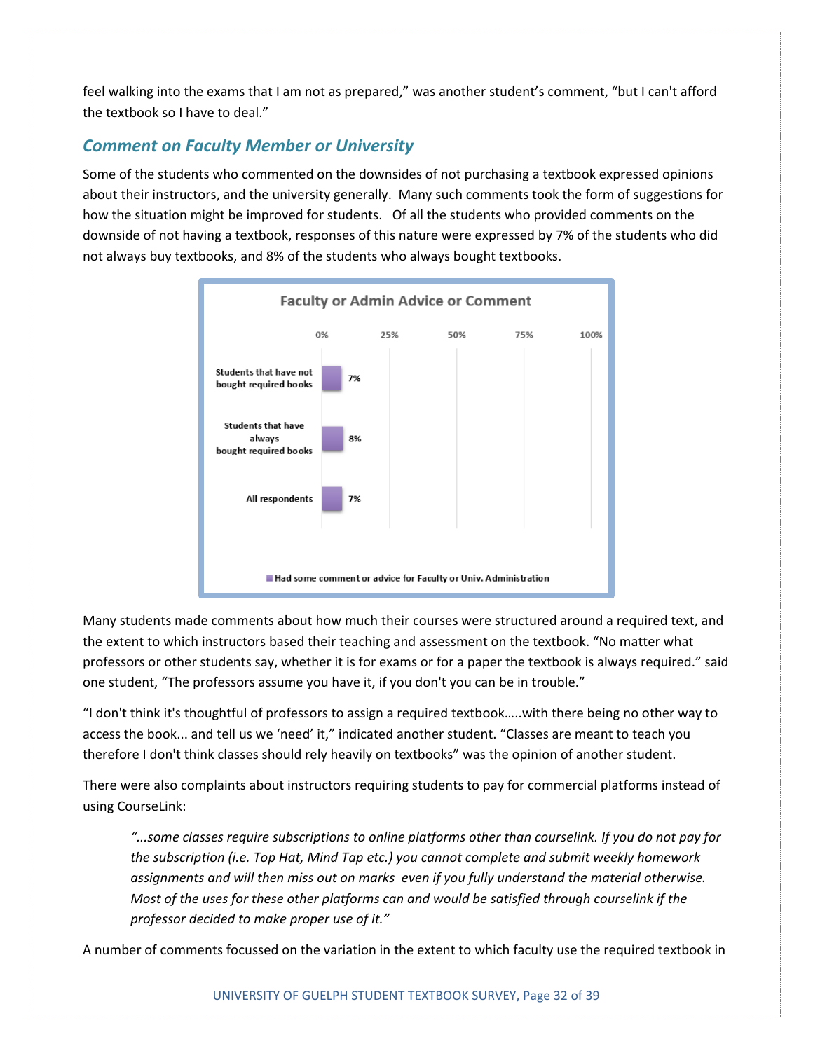feel walking into the exams that I am not as prepared," was another student's comment, "but I can't afford the textbook so I have to deal."

## *Comment on Faculty Member or University*

Some of the students who commented on the downsides of not purchasing a textbook expressed opinions about their instructors, and the university generally. Many such comments took the form of suggestions for how the situation might be improved for students. Of all the students who provided comments on the downside of not having a textbook, responses of this nature were expressed by 7% of the students who did not always buy textbooks, and 8% of the students who always bought textbooks.

**Faculty or Admin Advice or Comment**

| | Had some comment or advice for Faculty or Univ. Administration |
|---|---|
| Students that have not bought required books | 7% |
| Students that have always bought required books | 8% |
| All respondents | 7% |

Many students made comments about how much their courses were structured around a required text, and the extent to which instructors based their teaching and assessment on the textbook. "No matter what professors or other students say, whether it is for exams or for a paper the textbook is always required." said one student, "The professors assume you have it, if you don't you can be in trouble."

"I don't think it's thoughtful of professors to assign a required textbook…..with there being no other way to access the book... and tell us we 'need' it," indicated another student. "Classes are meant to teach you therefore I don't think classes should rely heavily on textbooks" was the opinion of another student.

There were also complaints about instructors requiring students to pay for commercial platforms instead of using CourseLink:

> *"...some classes require subscriptions to online platforms other than courselink. If you do not pay for the subscription (i.e. Top Hat, Mind Tap etc.) you cannot complete and submit weekly homework assignments and will then miss out on marks even if you fully understand the material otherwise. Most of the uses for these other platforms can and would be satisfied through courselink if the professor decided to make proper use of it."*

A number of comments focussed on the variation in the extent to which faculty use the required textbook in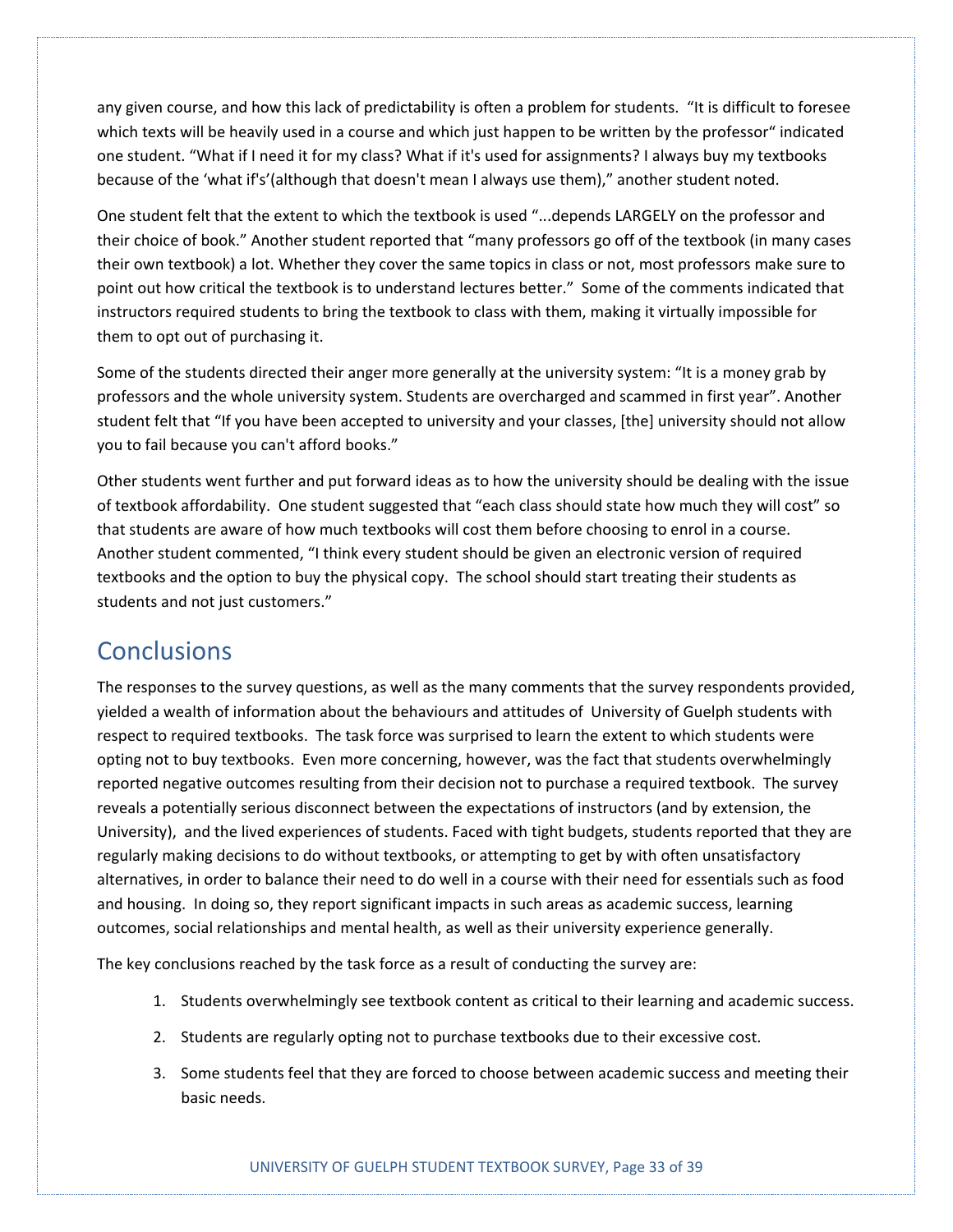any given course, and how this lack of predictability is often a problem for students. "It is difficult to foresee which texts will be heavily used in a course and which just happen to be written by the professor" indicated one student. "What if I need it for my class? What if it's used for assignments? I always buy my textbooks because of the 'what if's'(although that doesn't mean I always use them)," another student noted.

One student felt that the extent to which the textbook is used "...depends LARGELY on the professor and their choice of book." Another student reported that "many professors go off of the textbook (in many cases their own textbook) a lot. Whether they cover the same topics in class or not, most professors make sure to point out how critical the textbook is to understand lectures better." Some of the comments indicated that instructors required students to bring the textbook to class with them, making it virtually impossible for them to opt out of purchasing it.

Some of the students directed their anger more generally at the university system: "It is a money grab by professors and the whole university system. Students are overcharged and scammed in first year". Another student felt that "If you have been accepted to university and your classes, [the] university should not allow you to fail because you can't afford books."

Other students went further and put forward ideas as to how the university should be dealing with the issue of textbook affordability. One student suggested that "each class should state how much they will cost" so that students are aware of how much textbooks will cost them before choosing to enrol in a course. Another student commented, "I think every student should be given an electronic version of required textbooks and the option to buy the physical copy. The school should start treating their students as students and not just customers."

## Conclusions

The responses to the survey questions, as well as the many comments that the survey respondents provided, yielded a wealth of information about the behaviours and attitudes of University of Guelph students with respect to required textbooks. The task force was surprised to learn the extent to which students were opting not to buy textbooks. Even more concerning, however, was the fact that students overwhelmingly reported negative outcomes resulting from their decision not to purchase a required textbook. The survey reveals a potentially serious disconnect between the expectations of instructors (and by extension, the University), and the lived experiences of students. Faced with tight budgets, students reported that they are regularly making decisions to do without textbooks, or attempting to get by with often unsatisfactory alternatives, in order to balance their need to do well in a course with their need for essentials such as food and housing. In doing so, they report significant impacts in such areas as academic success, learning outcomes, social relationships and mental health, as well as their university experience generally.

The key conclusions reached by the task force as a result of conducting the survey are:

1. Students overwhelmingly see textbook content as critical to their learning and academic success.
2. Students are regularly opting not to purchase textbooks due to their excessive cost.
3. Some students feel that they are forced to choose between academic success and meeting their basic needs.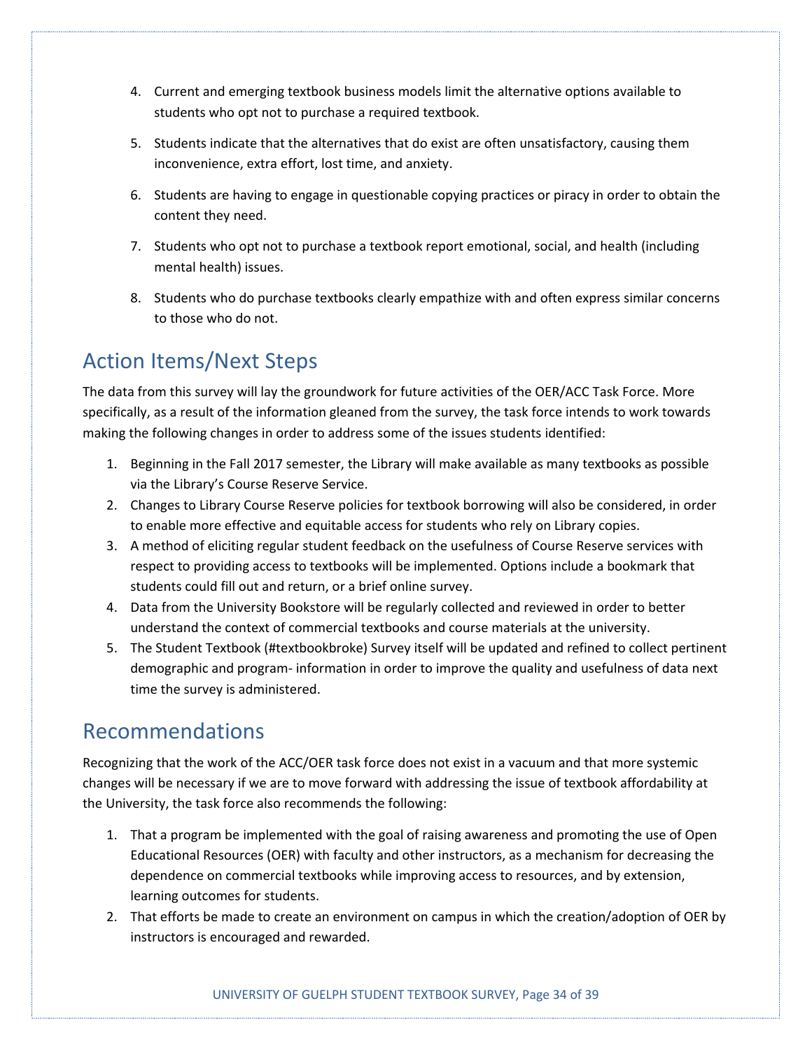4. Current and emerging textbook business models limit the alternative options available to students who opt not to purchase a required textbook.
5. Students indicate that the alternatives that do exist are often unsatisfactory, causing them inconvenience, extra effort, lost time, and anxiety.
6. Students are having to engage in questionable copying practices or piracy in order to obtain the content they need.
7. Students who opt not to purchase a textbook report emotional, social, and health (including mental health) issues.
8. Students who do purchase textbooks clearly empathize with and often express similar concerns to those who do not.

## Action Items/Next Steps

The data from this survey will lay the groundwork for future activities of the OER/ACC Task Force. More specifically, as a result of the information gleaned from the survey, the task force intends to work towards making the following changes in order to address some of the issues students identified:

1. Beginning in the Fall 2017 semester, the Library will make available as many textbooks as possible via the Library's Course Reserve Service.
2. Changes to Library Course Reserve policies for textbook borrowing will also be considered, in order to enable more effective and equitable access for students who rely on Library copies.
3. A method of eliciting regular student feedback on the usefulness of Course Reserve services with respect to providing access to textbooks will be implemented. Options include a bookmark that students could fill out and return, or a brief online survey.
4. Data from the University Bookstore will be regularly collected and reviewed in order to better understand the context of commercial textbooks and course materials at the university.
5. The Student Textbook (#textbookbroke) Survey itself will be updated and refined to collect pertinent demographic and program- information in order to improve the quality and usefulness of data next time the survey is administered.

## Recommendations

Recognizing that the work of the ACC/OER task force does not exist in a vacuum and that more systemic changes will be necessary if we are to move forward with addressing the issue of textbook affordability at the University, the task force also recommends the following:

1. That a program be implemented with the goal of raising awareness and promoting the use of Open Educational Resources (OER) with faculty and other instructors, as a mechanism for decreasing the dependence on commercial textbooks while improving access to resources, and by extension, learning outcomes for students.
2. That efforts be made to create an environment on campus in which the creation/adoption of OER by instructors is encouraged and rewarded.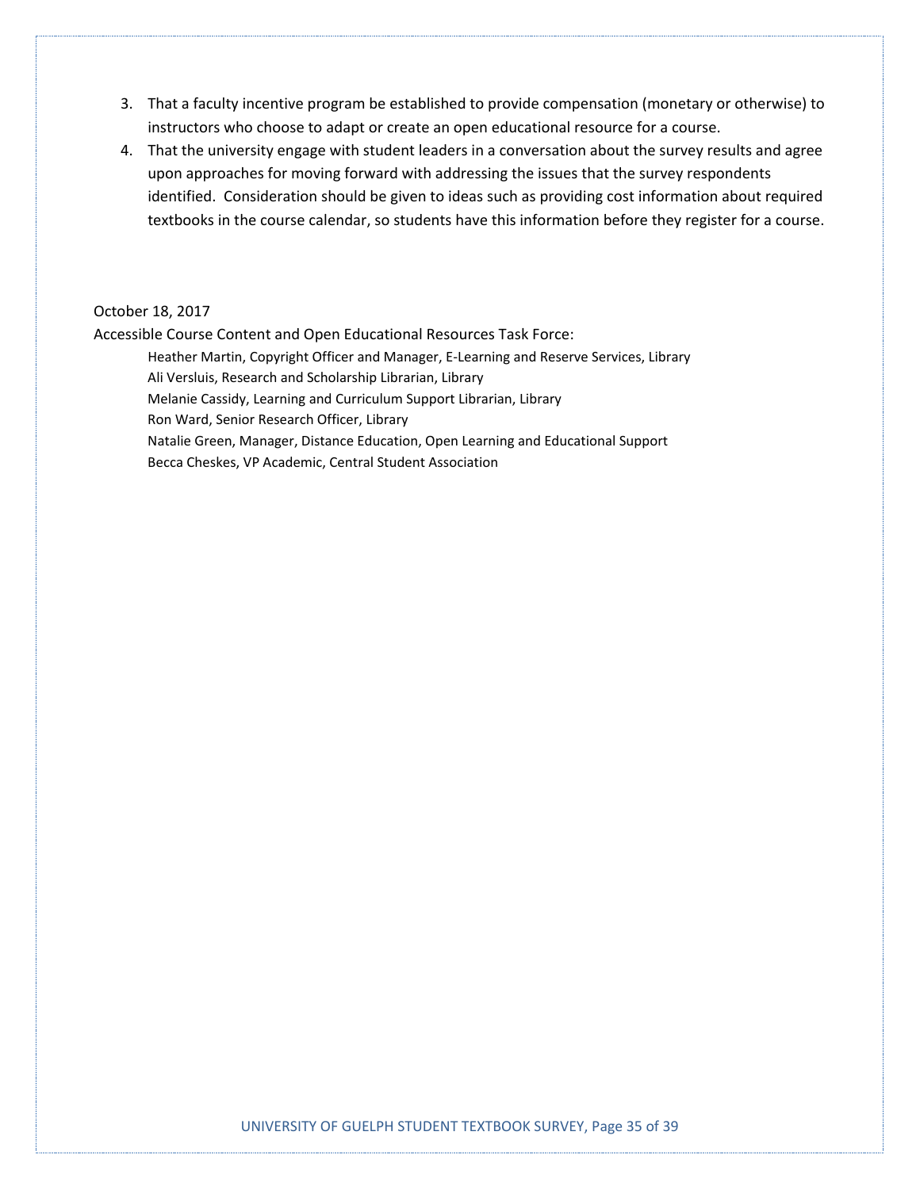3. That a faculty incentive program be established to provide compensation (monetary or otherwise) to instructors who choose to adapt or create an open educational resource for a course.
4. That the university engage with student leaders in a conversation about the survey results and agree upon approaches for moving forward with addressing the issues that the survey respondents identified. Consideration should be given to ideas such as providing cost information about required textbooks in the course calendar, so students have this information before they register for a course.

October 18, 2017

Accessible Course Content and Open Educational Resources Task Force:

Heather Martin, Copyright Officer and Manager, E-Learning and Reserve Services, Library
Ali Versluis, Research and Scholarship Librarian, Library
Melanie Cassidy, Learning and Curriculum Support Librarian, Library
Ron Ward, Senior Research Officer, Library
Natalie Green, Manager, Distance Education, Open Learning and Educational Support
Becca Cheskes, VP Academic, Central Student Association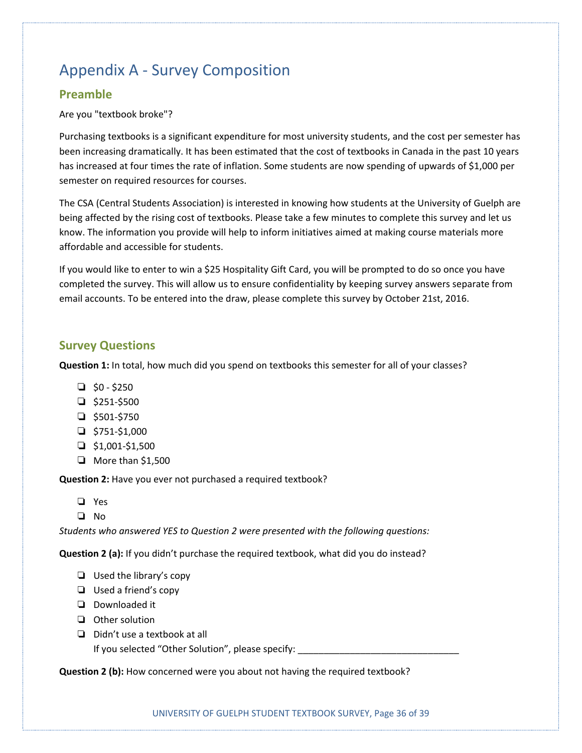# Appendix A - Survey Composition

## Preamble

Are you "textbook broke"?

Purchasing textbooks is a significant expenditure for most university students, and the cost per semester has been increasing dramatically. It has been estimated that the cost of textbooks in Canada in the past 10 years has increased at four times the rate of inflation. Some students are now spending of upwards of $1,000 per semester on required resources for courses.

The CSA (Central Students Association) is interested in knowing how students at the University of Guelph are being affected by the rising cost of textbooks. Please take a few minutes to complete this survey and let us know. The information you provide will help to inform initiatives aimed at making course materials more affordable and accessible for students.

If you would like to enter to win a $25 Hospitality Gift Card, you will be prompted to do so once you have completed the survey. This will allow us to ensure confidentiality by keeping survey answers separate from email accounts. To be entered into the draw, please complete this survey by October 21st, 2016.

## Survey Questions

**Question 1:** In total, how much did you spend on textbooks this semester for all of your classes?

- ❏ $0 - $250
- ❏ $251-$500
- ❏ $501-$750
- ❏ $751-$1,000
- ❏ $1,001-$1,500
- ❏ More than $1,500

**Question 2:** Have you ever not purchased a required textbook?

- ❏ Yes
- ❏ No

*Students who answered YES to Question 2 were presented with the following questions:*

**Question 2 (a):** If you didn't purchase the required textbook, what did you do instead?

- ❏ Used the library's copy
- ❏ Used a friend's copy
- ❏ Downloaded it
- ❏ Other solution
- ❏ Didn't use a textbook at all

  If you selected "Other Solution", please specify: _______________________________

**Question 2 (b):** How concerned were you about not having the required textbook?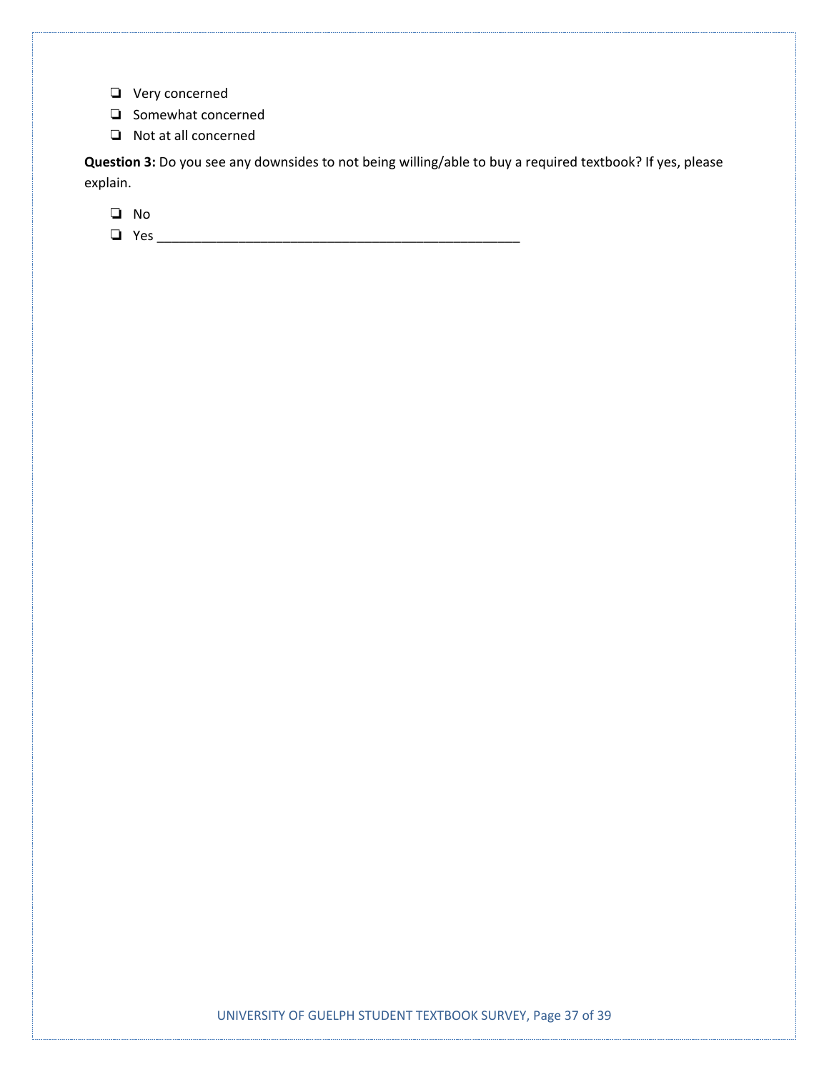- ❏ Very concerned
- ❏ Somewhat concerned
- ❏ Not at all concerned

**Question 3:** Do you see any downsides to not being willing/able to buy a required textbook? If yes, please explain.

- ❏ No
- ❏ Yes ______________________________________________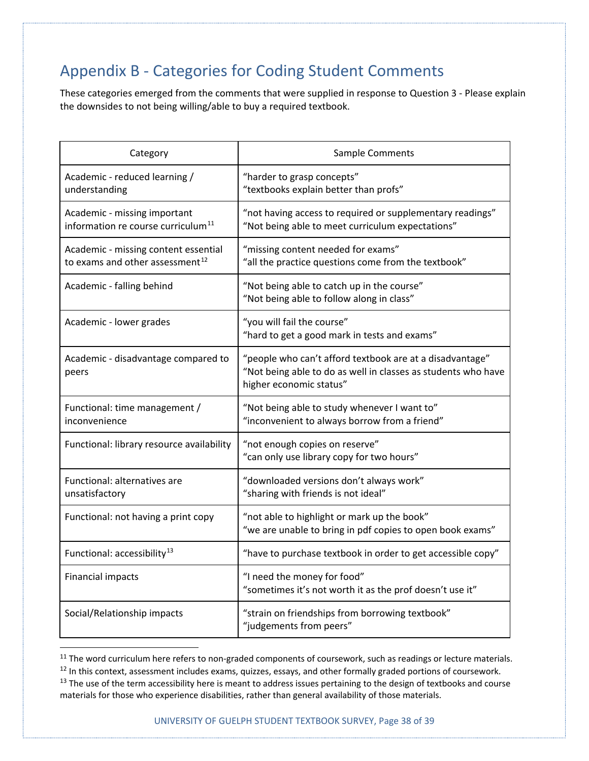# Appendix B - Categories for Coding Student Comments

These categories emerged from the comments that were supplied in response to Question 3 - Please explain the downsides to not being willing/able to buy a required textbook.

| Category | Sample Comments |
|---|---|
| Academic - reduced learning / understanding | "harder to grasp concepts"<br>"textbooks explain better than profs" |
| Academic - missing important information re course curriculum[11] | "not having access to required or supplementary readings"<br>"Not being able to meet curriculum expectations" |
| Academic - missing content essential to exams and other assessment[12] | "missing content needed for exams"<br>"all the practice questions come from the textbook" |
| Academic - falling behind | "Not being able to catch up in the course"<br>"Not being able to follow along in class" |
| Academic - lower grades | "you will fail the course"<br>"hard to get a good mark in tests and exams" |
| Academic - disadvantage compared to peers | "people who can't afford textbook are at a disadvantage"<br>"Not being able to do as well in classes as students who have higher economic status" |
| Functional: time management / inconvenience | "Not being able to study whenever I want to"<br>"inconvenient to always borrow from a friend" |
| Functional: library resource availability | "not enough copies on reserve"<br>"can only use library copy for two hours" |
| Functional: alternatives are unsatisfactory | "downloaded versions don't always work"<br>"sharing with friends is not ideal" |
| Functional: not having a print copy | "not able to highlight or mark up the book"<br>"we are unable to bring in pdf copies to open book exams" |
| Functional: accessibility[13] | "have to purchase textbook in order to get accessible copy" |
| Financial impacts | "I need the money for food"<br>"sometimes it's not worth it as the prof doesn't use it" |
| Social/Relationship impacts | "strain on friendships from borrowing textbook"<br>"judgements from peers" |

[11] The word curriculum here refers to non-graded components of coursework, such as readings or lecture materials.

[12] In this context, assessment includes exams, quizzes, essays, and other formally graded portions of coursework.

[13] The use of the term accessibility here is meant to address issues pertaining to the design of textbooks and course materials for those who experience disabilities, rather than general availability of those materials.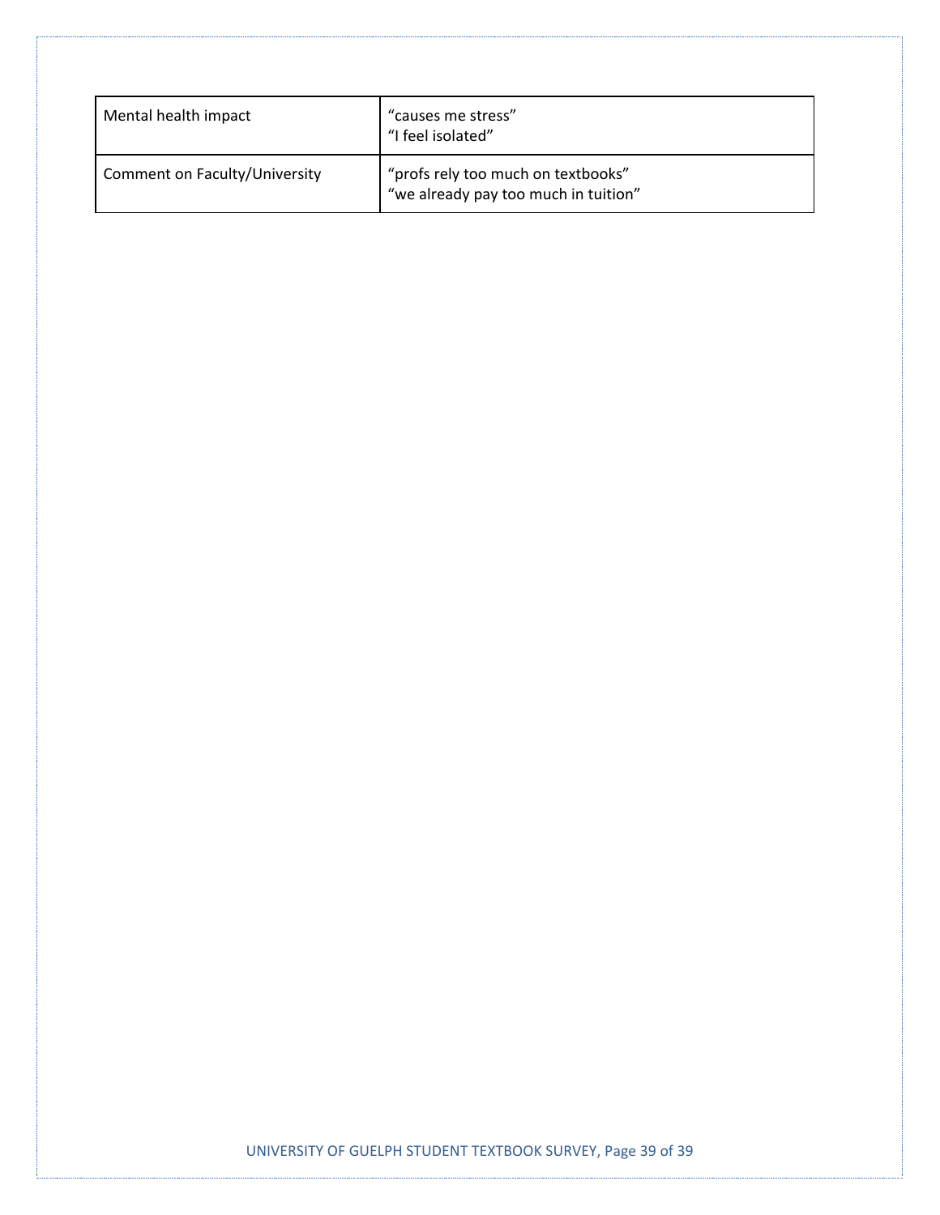| | |
|---|---|
| Mental health impact | "causes me stress"<br>"I feel isolated" |
| Comment on Faculty/University | "profs rely too much on textbooks"<br>"we already pay too much in tuition" |